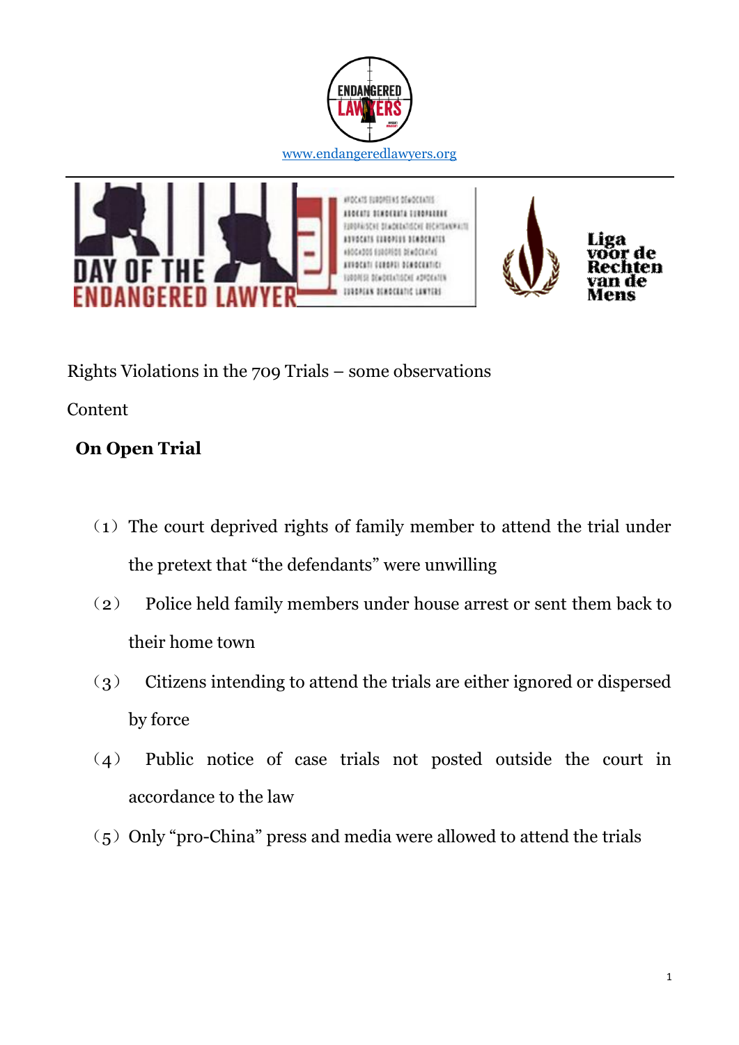www.endangeredlawyers.org

Rights Violations in the 709 Trials – some observations

Content

**On Open Trial**

（1）The court deprived rights of family member to attend the trial under the pretext that "the defendants" were unwilling

（2） Police held family members under house arrest or sent them back to their home town

（3） Citizens intending to attend the trials are either ignored or dispersed by force

（4） Public notice of case trials not posted outside the court in accordance to the law

（5）Only "pro-China" press and media were allowed to attend the trials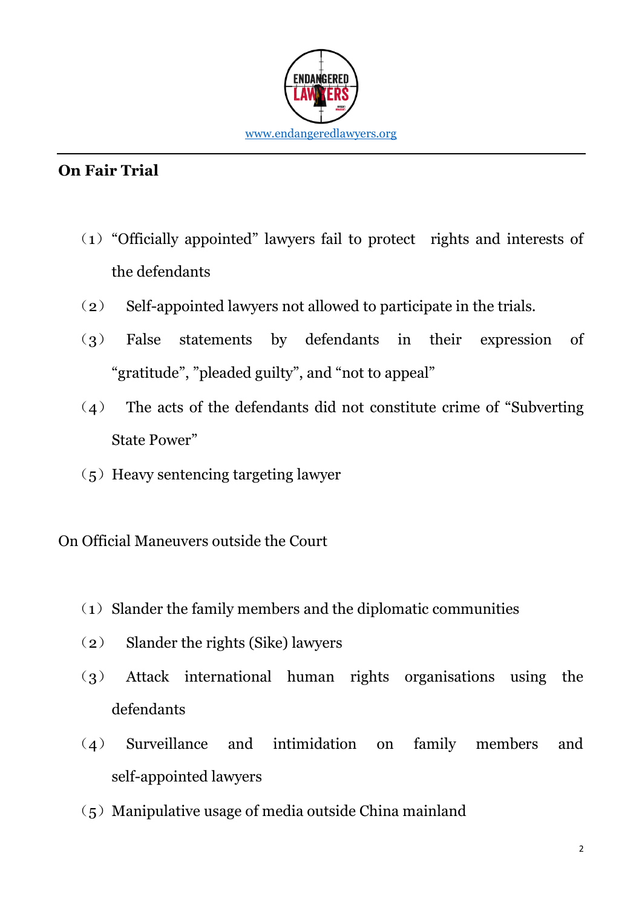www.endangeredlawyers.org

## On Fair Trial

（1）“Officially appointed” lawyers fail to protect rights and interests of the defendants

（2） Self-appointed lawyers not allowed to participate in the trials.

（3） False statements by defendants in their expression of “gratitude”, ”pleaded guilty”, and “not to appeal”

（4） The acts of the defendants did not constitute crime of “Subverting State Power”

（5）Heavy sentencing targeting lawyer

On Official Maneuvers outside the Court

（1）Slander the family members and the diplomatic communities

（2） Slander the rights (Sike) lawyers

（3） Attack international human rights organisations using the defendants

（4） Surveillance and intimidation on family members and self-appointed lawyers

（5）Manipulative usage of media outside China mainland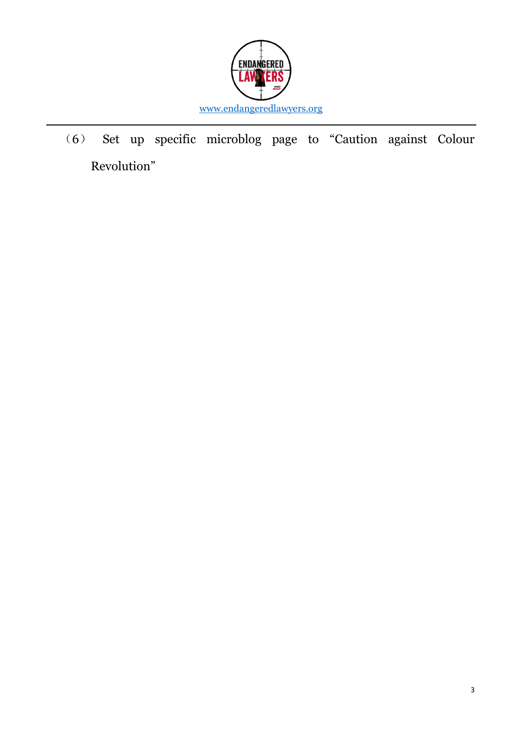（6） Set up specific microblog page to “Caution against Colour Revolution”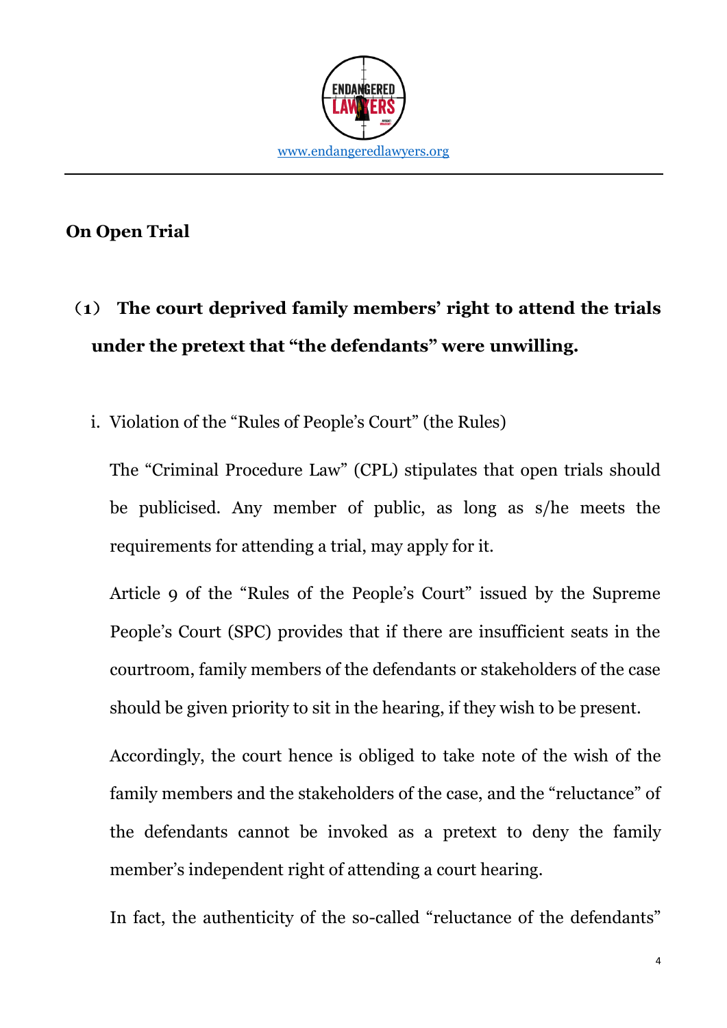## On Open Trial

**（1） The court deprived family members' right to attend the trials under the pretext that "the defendants" were unwilling.**

i. Violation of the "Rules of People's Court" (the Rules)

The "Criminal Procedure Law" (CPL) stipulates that open trials should be publicised. Any member of public, as long as s/he meets the requirements for attending a trial, may apply for it.

Article 9 of the "Rules of the People's Court" issued by the Supreme People's Court (SPC) provides that if there are insufficient seats in the courtroom, family members of the defendants or stakeholders of the case should be given priority to sit in the hearing, if they wish to be present.

Accordingly, the court hence is obliged to take note of the wish of the family members and the stakeholders of the case, and the "reluctance" of the defendants cannot be invoked as a pretext to deny the family member's independent right of attending a court hearing.

In fact, the authenticity of the so-called "reluctance of the defendants"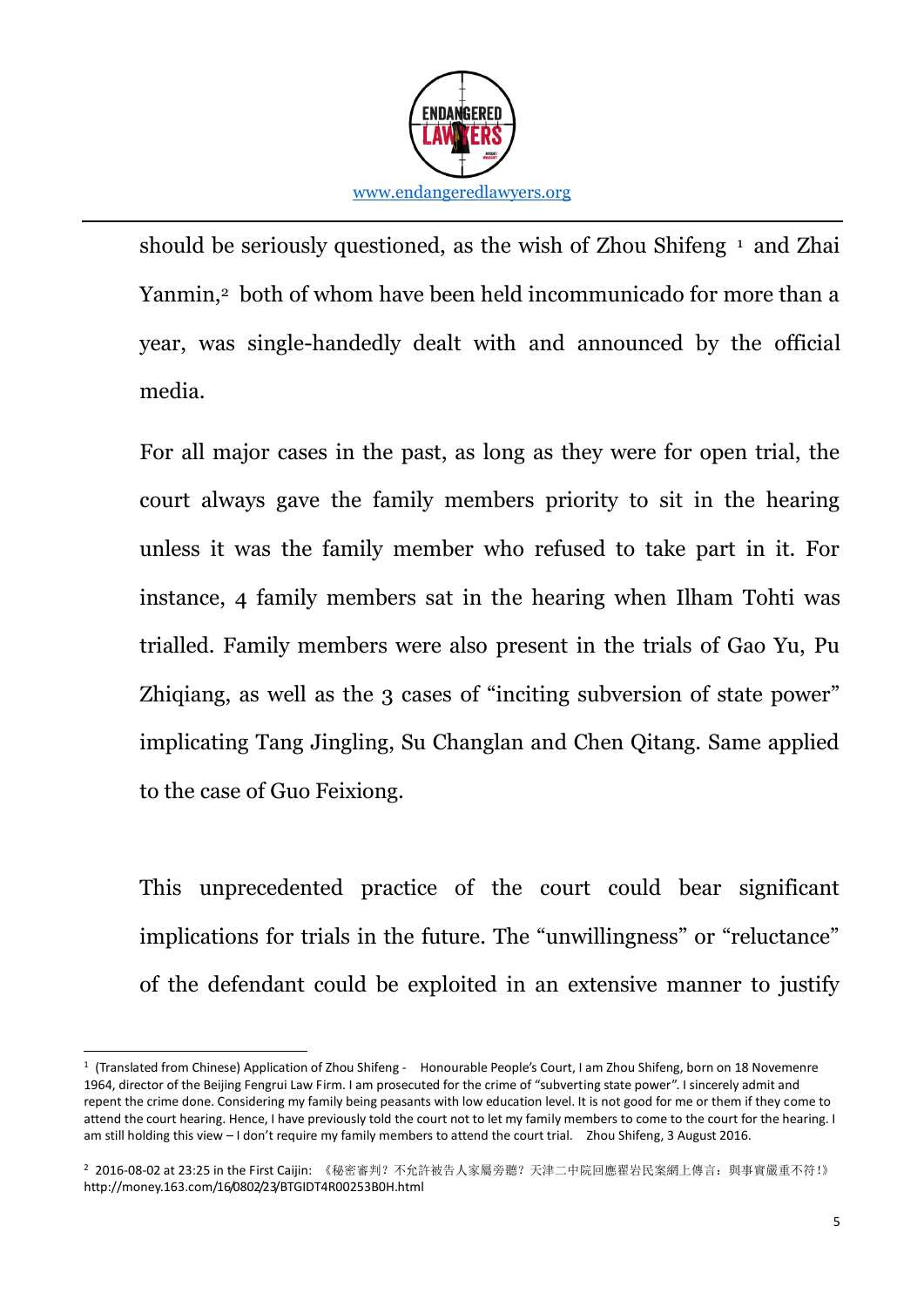should be seriously questioned, as the wish of Zhou Shifeng [1] and Zhai Yanmin,[2] both of whom have been held incommunicado for more than a year, was single-handedly dealt with and announced by the official media.

For all major cases in the past, as long as they were for open trial, the court always gave the family members priority to sit in the hearing unless it was the family member who refused to take part in it. For instance, 4 family members sat in the hearing when Ilham Tohti was trialled. Family members were also present in the trials of Gao Yu, Pu Zhiqiang, as well as the 3 cases of "inciting subversion of state power" implicating Tang Jingling, Su Changlan and Chen Qitang. Same applied to the case of Guo Feixiong.

This unprecedented practice of the court could bear significant implications for trials in the future. The "unwillingness" or "reluctance" of the defendant could be exploited in an extensive manner to justify

---

[1] (Translated from Chinese) Application of Zhou Shifeng - Honourable People's Court, I am Zhou Shifeng, born on 18 Novemenre 1964, director of the Beijing Fengrui Law Firm. I am prosecuted for the crime of "subverting state power". I sincerely admit and repent the crime done. Considering my family being peasants with low education level. It is not good for me or them if they come to attend the court hearing. Hence, I have previously told the court not to let my family members to come to the court for the hearing. I am still holding this view – I don't require my family members to attend the court trial. Zhou Shifeng, 3 August 2016.

[2] 2016-08-02 at 23:25 in the First Caijin: 《秘密審判？不允許被告人家屬旁聽？天津二中院回應翟岩民案網上傳言：與事實嚴重不符！》 http://money.163.com/16/0802/23/BTGIDT4R00253B0H.html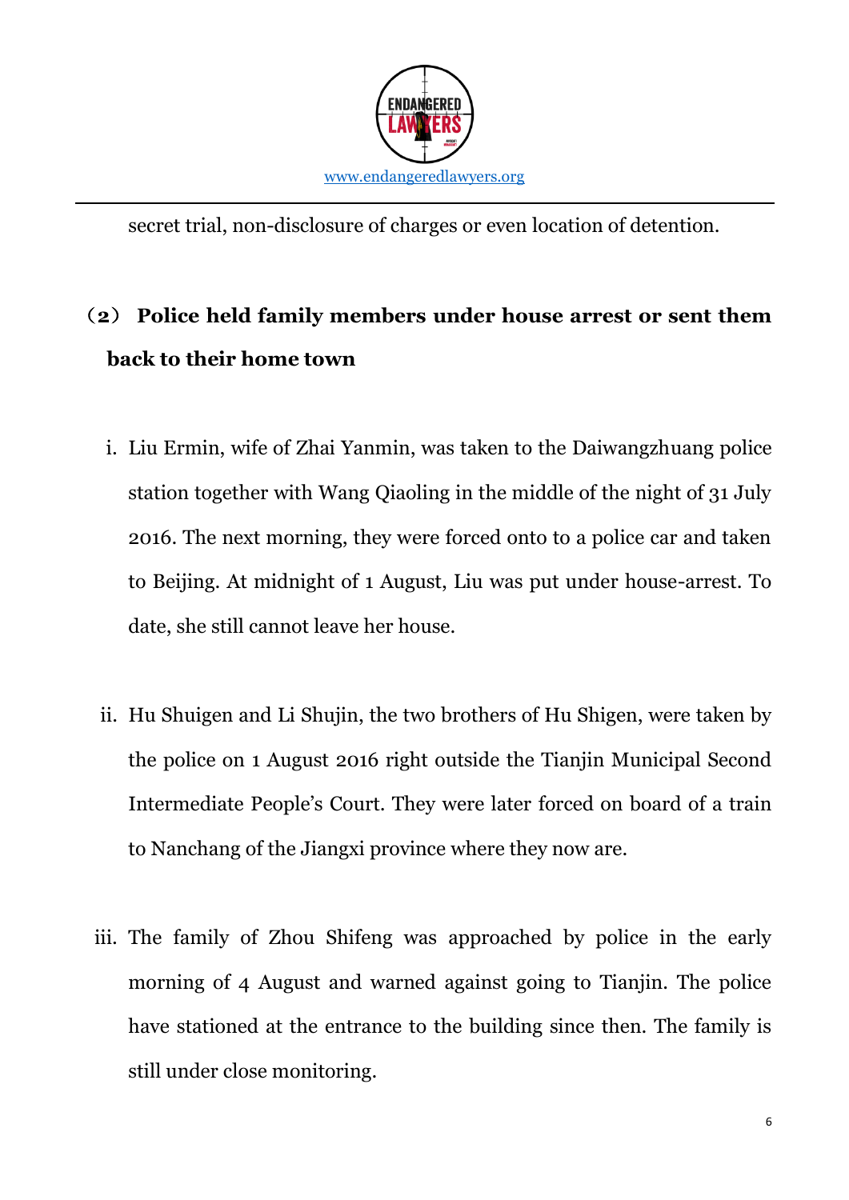secret trial, non-disclosure of charges or even location of detention.

## （2） Police held family members under house arrest or sent them back to their home town

i. Liu Ermin, wife of Zhai Yanmin, was taken to the Daiwangzhuang police station together with Wang Qiaoling in the middle of the night of 31 July 2016. The next morning, they were forced onto to a police car and taken to Beijing. At midnight of 1 August, Liu was put under house-arrest. To date, she still cannot leave her house.

ii. Hu Shuigen and Li Shujin, the two brothers of Hu Shigen, were taken by the police on 1 August 2016 right outside the Tianjin Municipal Second Intermediate People's Court. They were later forced on board of a train to Nanchang of the Jiangxi province where they now are.

iii. The family of Zhou Shifeng was approached by police in the early morning of 4 August and warned against going to Tianjin. The police have stationed at the entrance to the building since then. The family is still under close monitoring.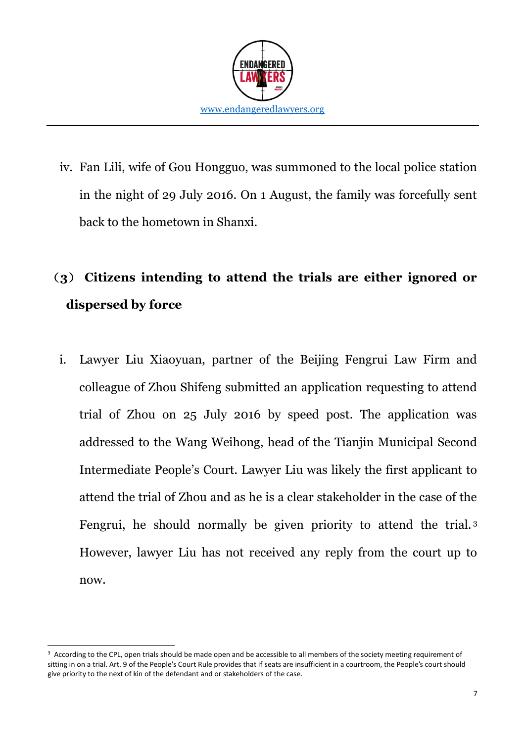iv. Fan Lili, wife of Gou Hongguo, was summoned to the local police station in the night of 29 July 2016. On 1 August, the family was forcefully sent back to the hometown in Shanxi.

## （3） Citizens intending to attend the trials are either ignored or dispersed by force

i. Lawyer Liu Xiaoyuan, partner of the Beijing Fengrui Law Firm and colleague of Zhou Shifeng submitted an application requesting to attend trial of Zhou on 25 July 2016 by speed post. The application was addressed to the Wang Weihong, head of the Tianjin Municipal Second Intermediate People's Court. Lawyer Liu was likely the first applicant to attend the trial of Zhou and as he is a clear stakeholder in the case of the Fengrui, he should normally be given priority to attend the trial.[3] However, lawyer Liu has not received any reply from the court up to now.

---

[3] According to the CPL, open trials should be made open and be accessible to all members of the society meeting requirement of sitting in on a trial. Art. 9 of the People's Court Rule provides that if seats are insufficient in a courtroom, the People's court should give priority to the next of kin of the defendant and or stakeholders of the case.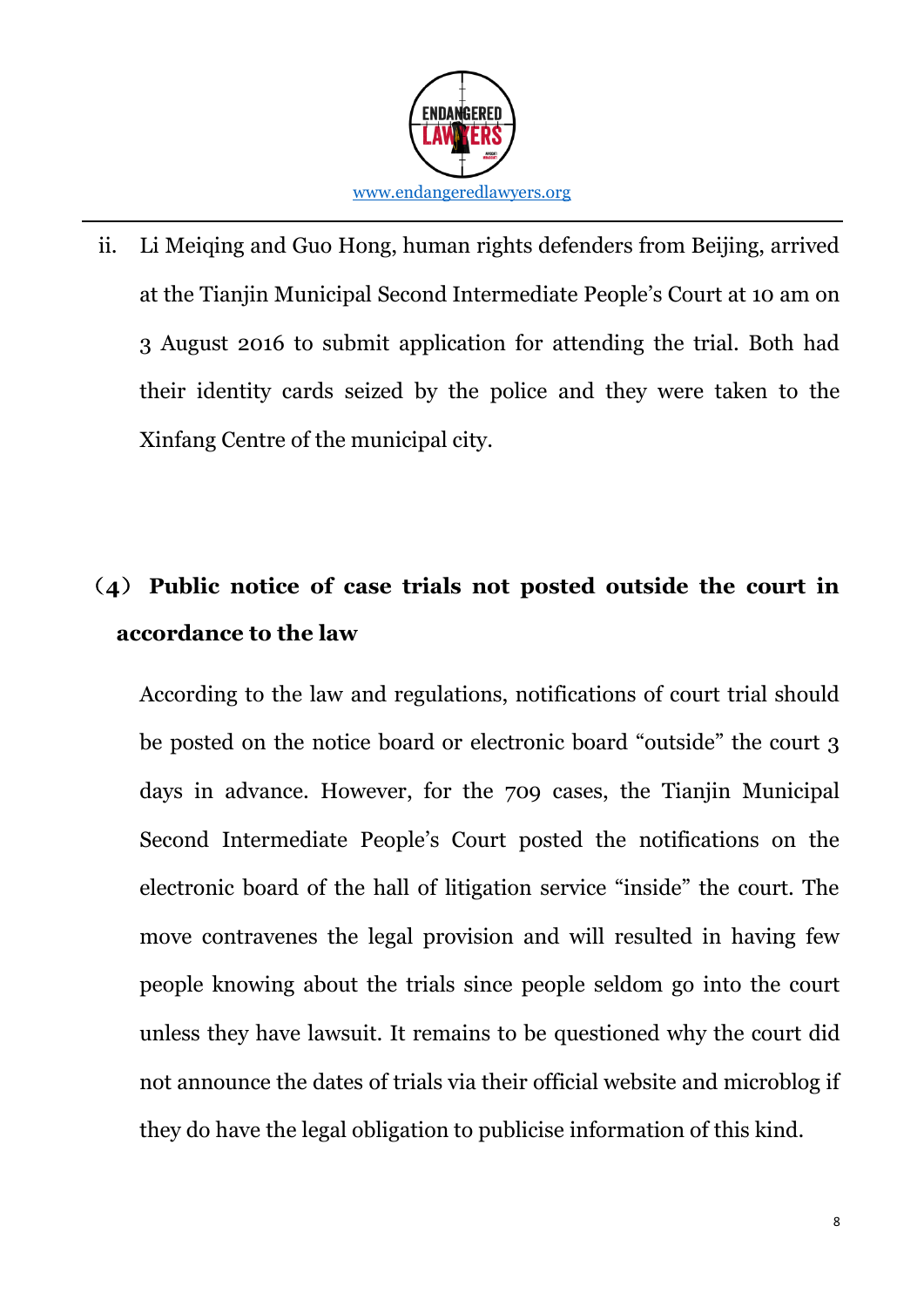ii. Li Meiqing and Guo Hong, human rights defenders from Beijing, arrived at the Tianjin Municipal Second Intermediate People's Court at 10 am on 3 August 2016 to submit application for attending the trial. Both had their identity cards seized by the police and they were taken to the Xinfang Centre of the municipal city.

## （4） Public notice of case trials not posted outside the court in accordance to the law

According to the law and regulations, notifications of court trial should be posted on the notice board or electronic board "outside" the court 3 days in advance. However, for the 709 cases, the Tianjin Municipal Second Intermediate People's Court posted the notifications on the electronic board of the hall of litigation service "inside" the court. The move contravenes the legal provision and will resulted in having few people knowing about the trials since people seldom go into the court unless they have lawsuit. It remains to be questioned why the court did not announce the dates of trials via their official website and microblog if they do have the legal obligation to publicise information of this kind.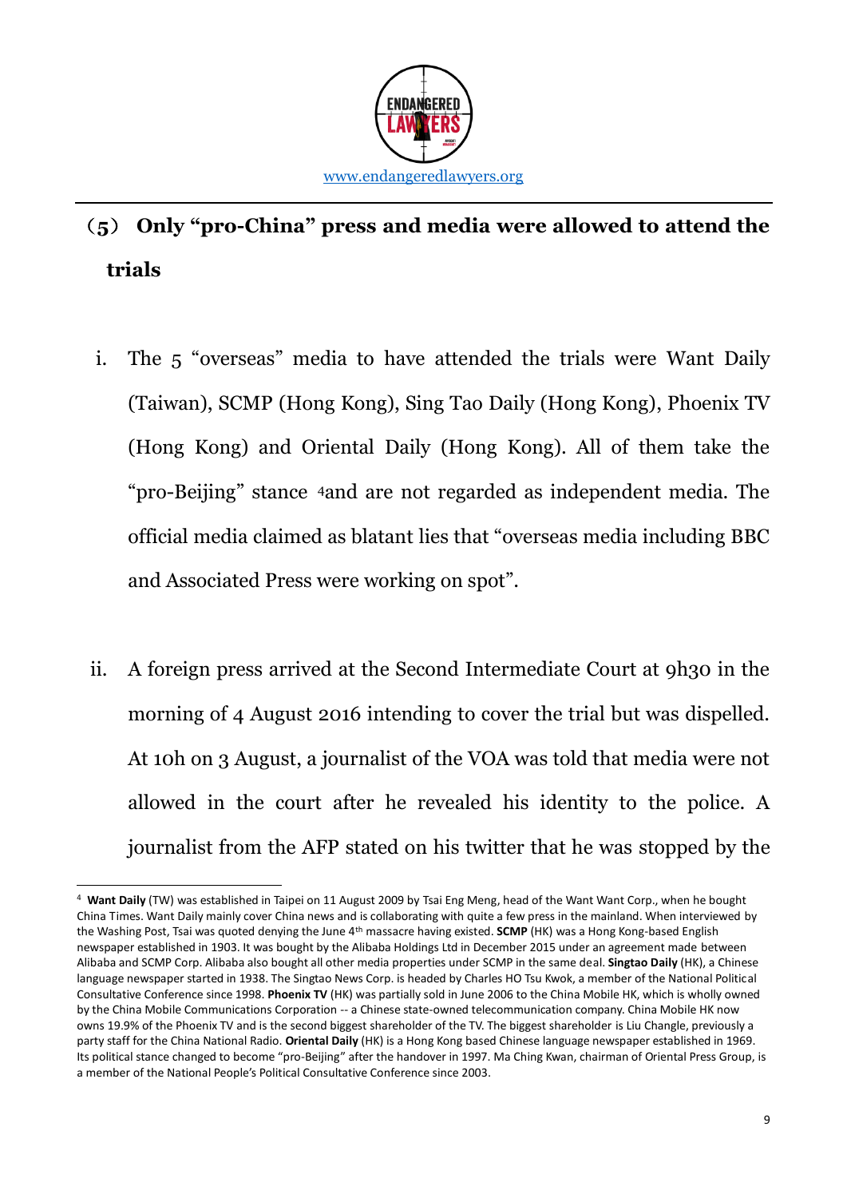## （5） Only "pro-China" press and media were allowed to attend the trials

i. The 5 "overseas" media to have attended the trials were Want Daily (Taiwan), SCMP (Hong Kong), Sing Tao Daily (Hong Kong), Phoenix TV (Hong Kong) and Oriental Daily (Hong Kong). All of them take the "pro-Beijing" stance [4]and are not regarded as independent media. The official media claimed as blatant lies that "overseas media including BBC and Associated Press were working on spot".

ii. A foreign press arrived at the Second Intermediate Court at 9h30 in the morning of 4 August 2016 intending to cover the trial but was dispelled. At 10h on 3 August, a journalist of the VOA was told that media were not allowed in the court after he revealed his identity to the police. A journalist from the AFP stated on his twitter that he was stopped by the

---

[4] **Want Daily** (TW) was established in Taipei on 11 August 2009 by Tsai Eng Meng, head of the Want Want Corp., when he bought China Times. Want Daily mainly cover China news and is collaborating with quite a few press in the mainland. When interviewed by the Washing Post, Tsai was quoted denying the June 4th massacre having existed. **SCMP** (HK) was a Hong Kong-based English newspaper established in 1903. It was bought by the Alibaba Holdings Ltd in December 2015 under an agreement made between Alibaba and SCMP Corp. Alibaba also bought all other media properties under SCMP in the same deal. **Singtao Daily** (HK), a Chinese language newspaper started in 1938. The Singtao News Corp. is headed by Charles HO Tsu Kwok, a member of the National Political Consultative Conference since 1998. **Phoenix TV** (HK) was partially sold in June 2006 to the China Mobile HK, which is wholly owned by the China Mobile Communications Corporation -- a Chinese state-owned telecommunication company. China Mobile HK now owns 19.9% of the Phoenix TV and is the second biggest shareholder of the TV. The biggest shareholder is Liu Changle, previously a party staff for the China National Radio. **Oriental Daily** (HK) is a Hong Kong based Chinese language newspaper established in 1969. Its political stance changed to become "pro-Beijing" after the handover in 1997. Ma Ching Kwan, chairman of Oriental Press Group, is a member of the National People's Political Consultative Conference since 2003.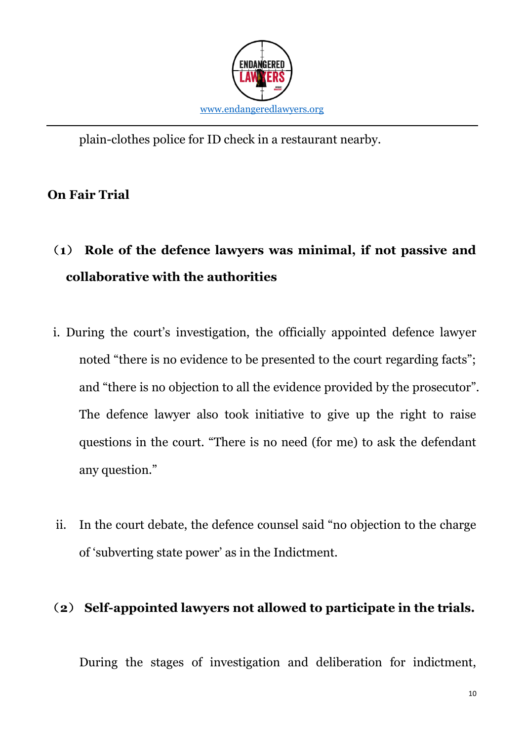plain-clothes police for ID check in a restaurant nearby.

**On Fair Trial**

**（1） Role of the defence lawyers was minimal, if not passive and collaborative with the authorities**

i. During the court's investigation, the officially appointed defence lawyer noted "there is no evidence to be presented to the court regarding facts"; and "there is no objection to all the evidence provided by the prosecutor". The defence lawyer also took initiative to give up the right to raise questions in the court. "There is no need (for me) to ask the defendant any question."

ii. In the court debate, the defence counsel said "no objection to the charge of 'subverting state power' as in the Indictment.

**（2） Self-appointed lawyers not allowed to participate in the trials.**

During the stages of investigation and deliberation for indictment,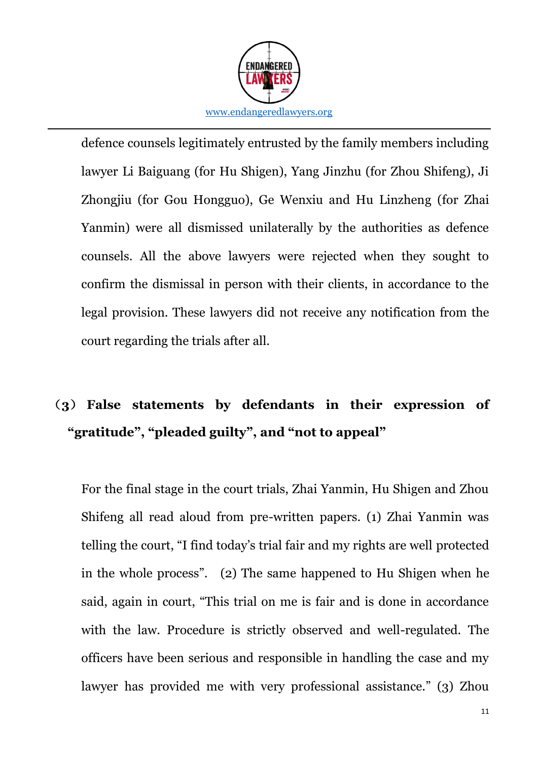defence counsels legitimately entrusted by the family members including lawyer Li Baiguang (for Hu Shigen), Yang Jinzhu (for Zhou Shifeng), Ji Zhongjiu (for Gou Hongguo), Ge Wenxiu and Hu Linzheng (for Zhai Yanmin) were all dismissed unilaterally by the authorities as defence counsels. All the above lawyers were rejected when they sought to confirm the dismissal in person with their clients, in accordance to the legal provision. These lawyers did not receive any notification from the court regarding the trials after all.

### （3） False statements by defendants in their expression of "gratitude", "pleaded guilty", and "not to appeal"

For the final stage in the court trials, Zhai Yanmin, Hu Shigen and Zhou Shifeng all read aloud from pre-written papers. (1) Zhai Yanmin was telling the court, "I find today's trial fair and my rights are well protected in the whole process". (2) The same happened to Hu Shigen when he said, again in court, "This trial on me is fair and is done in accordance with the law. Procedure is strictly observed and well-regulated. The officers have been serious and responsible in handling the case and my lawyer has provided me with very professional assistance." (3) Zhou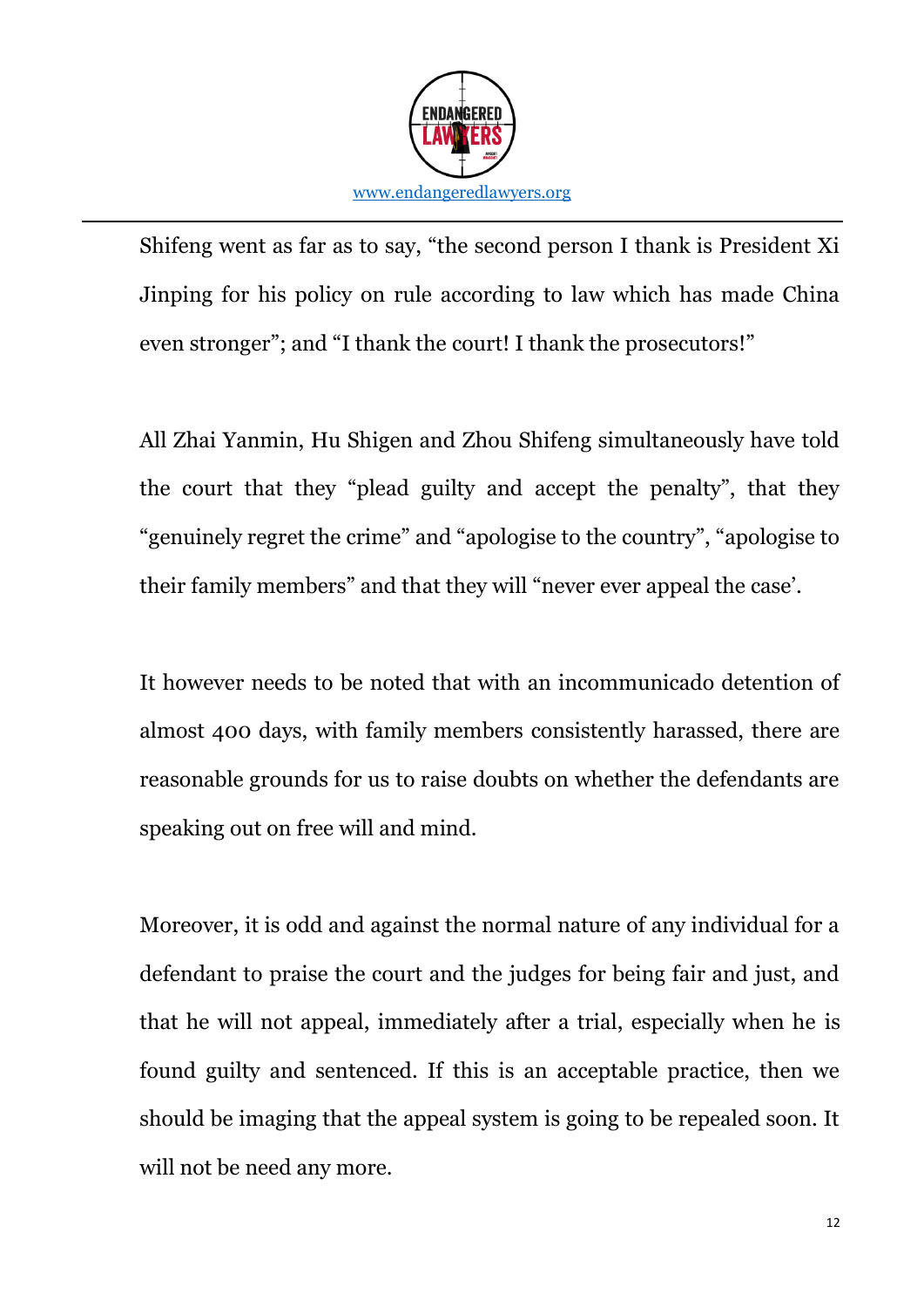Shifeng went as far as to say, "the second person I thank is President Xi Jinping for his policy on rule according to law which has made China even stronger"; and "I thank the court! I thank the prosecutors!"

All Zhai Yanmin, Hu Shigen and Zhou Shifeng simultaneously have told the court that they "plead guilty and accept the penalty", that they "genuinely regret the crime" and "apologise to the country", "apologise to their family members" and that they will "never ever appeal the case'.

It however needs to be noted that with an incommunicado detention of almost 400 days, with family members consistently harassed, there are reasonable grounds for us to raise doubts on whether the defendants are speaking out on free will and mind.

Moreover, it is odd and against the normal nature of any individual for a defendant to praise the court and the judges for being fair and just, and that he will not appeal, immediately after a trial, especially when he is found guilty and sentenced. If this is an acceptable practice, then we should be imaging that the appeal system is going to be repealed soon. It will not be need any more.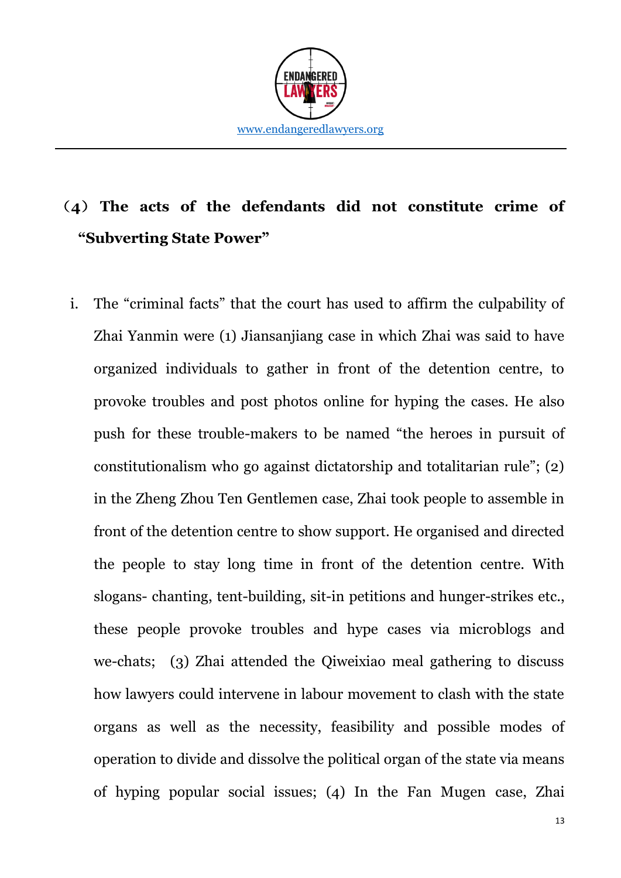## （4）The acts of the defendants did not constitute crime of "Subverting State Power"

i. The "criminal facts" that the court has used to affirm the culpability of Zhai Yanmin were (1) Jiansanjiang case in which Zhai was said to have organized individuals to gather in front of the detention centre, to provoke troubles and post photos online for hyping the cases. He also push for these trouble-makers to be named "the heroes in pursuit of constitutionalism who go against dictatorship and totalitarian rule"; (2) in the Zheng Zhou Ten Gentlemen case, Zhai took people to assemble in front of the detention centre to show support. He organised and directed the people to stay long time in front of the detention centre. With slogans- chanting, tent-building, sit-in petitions and hunger-strikes etc., these people provoke troubles and hype cases via microblogs and we-chats;  (3) Zhai attended the Qiweixiao meal gathering to discuss how lawyers could intervene in labour movement to clash with the state organs as well as the necessity, feasibility and possible modes of operation to divide and dissolve the political organ of the state via means of hyping popular social issues; (4) In the Fan Mugen case, Zhai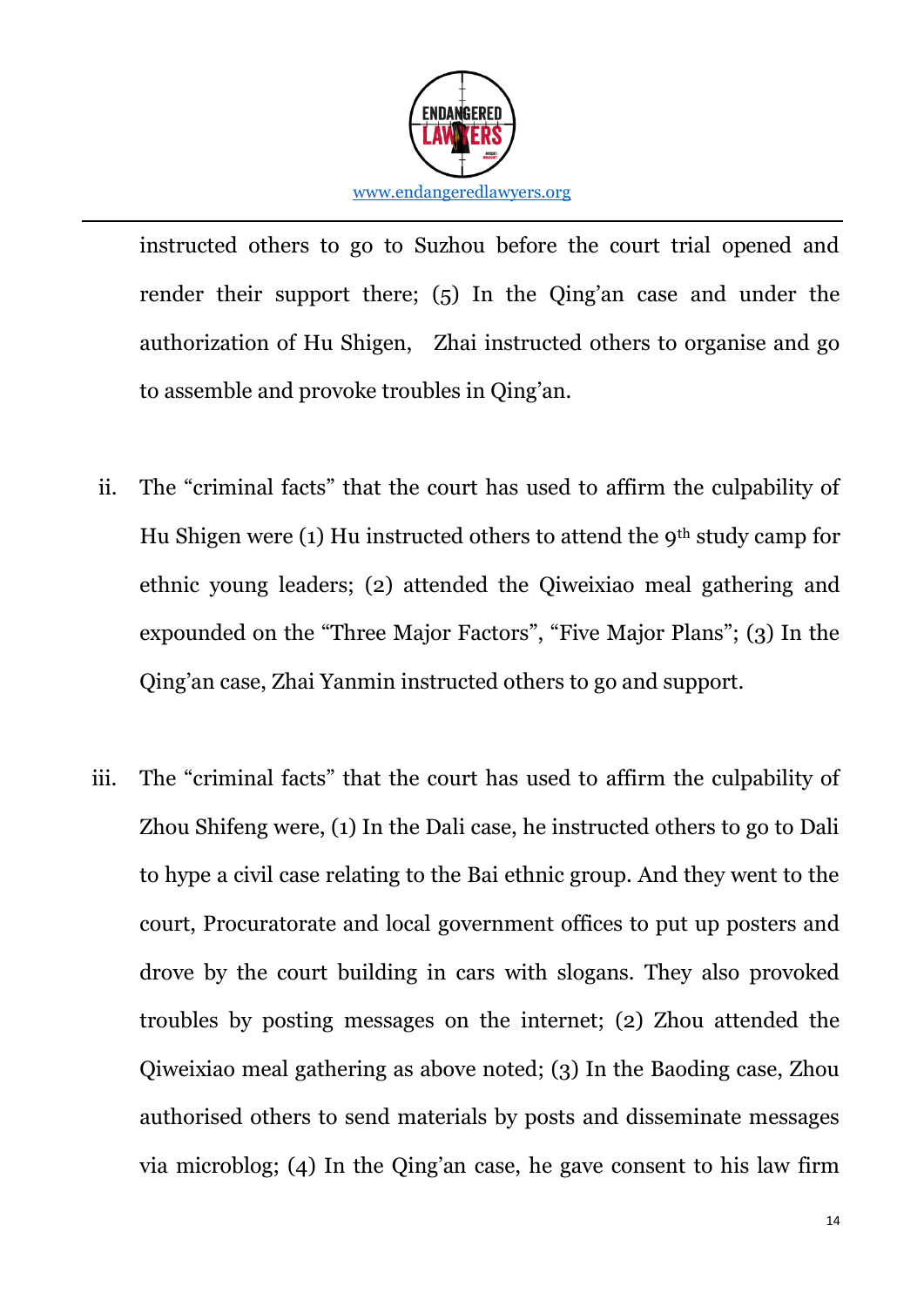instructed others to go to Suzhou before the court trial opened and render their support there; (5) In the Qing'an case and under the authorization of Hu Shigen, Zhai instructed others to organise and go to assemble and provoke troubles in Qing'an.

ii. The "criminal facts" that the court has used to affirm the culpability of Hu Shigen were (1) Hu instructed others to attend the 9th study camp for ethnic young leaders; (2) attended the Qiweixiao meal gathering and expounded on the "Three Major Factors", "Five Major Plans"; (3) In the Qing'an case, Zhai Yanmin instructed others to go and support.

iii. The "criminal facts" that the court has used to affirm the culpability of Zhou Shifeng were, (1) In the Dali case, he instructed others to go to Dali to hype a civil case relating to the Bai ethnic group. And they went to the court, Procuratorate and local government offices to put up posters and drove by the court building in cars with slogans. They also provoked troubles by posting messages on the internet; (2) Zhou attended the Qiweixiao meal gathering as above noted; (3) In the Baoding case, Zhou authorised others to send materials by posts and disseminate messages via microblog; (4) In the Qing'an case, he gave consent to his law firm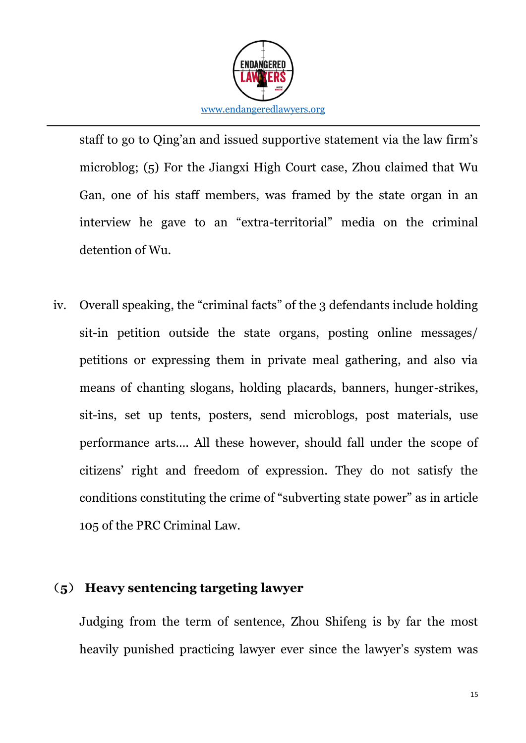staff to go to Qing'an and issued supportive statement via the law firm's microblog; (5) For the Jiangxi High Court case, Zhou claimed that Wu Gan, one of his staff members, was framed by the state organ in an interview he gave to an "extra-territorial" media on the criminal detention of Wu.

iv. Overall speaking, the "criminal facts" of the 3 defendants include holding sit-in petition outside the state organs, posting online messages/ petitions or expressing them in private meal gathering, and also via means of chanting slogans, holding placards, banners, hunger-strikes, sit-ins, set up tents, posters, send microblogs, post materials, use performance arts.... All these however, should fall under the scope of citizens' right and freedom of expression. They do not satisfy the conditions constituting the crime of "subverting state power" as in article 105 of the PRC Criminal Law.

### （5） Heavy sentencing targeting lawyer

Judging from the term of sentence, Zhou Shifeng is by far the most heavily punished practicing lawyer ever since the lawyer's system was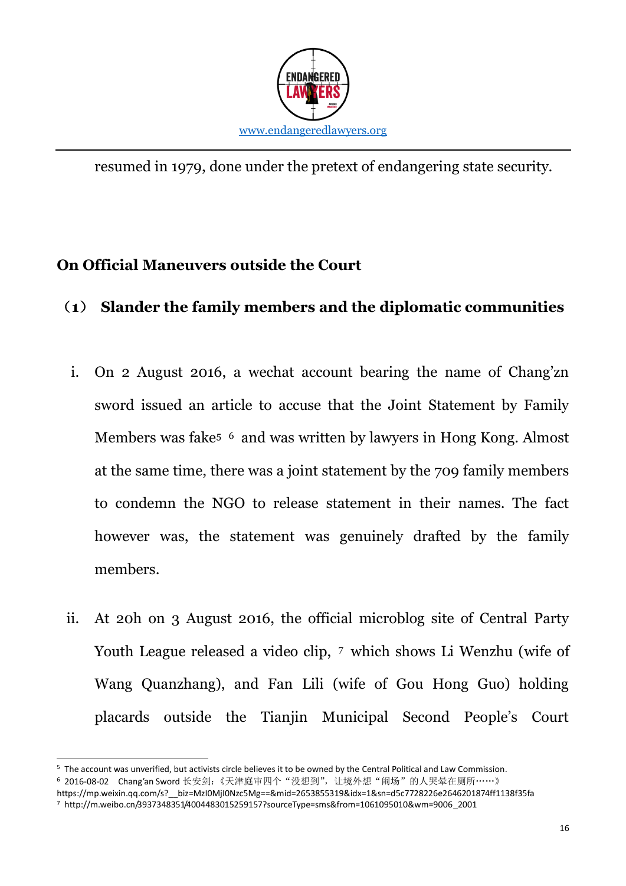resumed in 1979, done under the pretext of endangering state security.

## On Official Maneuvers outside the Court

### （1） Slander the family members and the diplomatic communities

i. On 2 August 2016, a wechat account bearing the name of Chang'zn sword issued an article to accuse that the Joint Statement by Family Members was fake[5] [6] and was written by lawyers in Hong Kong. Almost at the same time, there was a joint statement by the 709 family members to condemn the NGO to release statement in their names. The fact however was, the statement was genuinely drafted by the family members.

ii. At 20h on 3 August 2016, the official microblog site of Central Party Youth League released a video clip, [7] which shows Li Wenzhu (wife of Wang Quanzhang), and Fan Lili (wife of Gou Hong Guo) holding placards outside the Tianjin Municipal Second People's Court

---

[5] The account was unverified, but activists circle believes it to be owned by the Central Political and Law Commission.

[6] 2016-08-02 Chang'an Sword 长安剑：《天津庭审四个"没想到"，让境外想"闹场"的人哭晕在厕所……》 https://mp.weixin.qq.com/s?__biz=MzI0MjI0Nzc5Mg==&mid=2653855319&idx=1&sn=d5c7728226e2646201874ff1138f35fa

[7] http://m.weibo.cn/3937348351/4004483015259157?sourceType=sms&from=1061095010&wm=9006_2001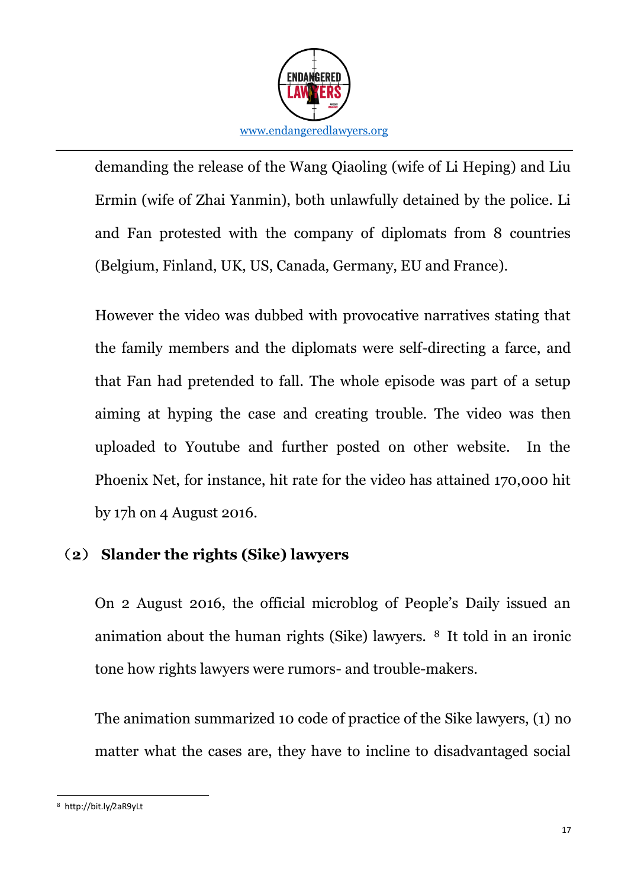demanding the release of the Wang Qiaoling (wife of Li Heping) and Liu Ermin (wife of Zhai Yanmin), both unlawfully detained by the police. Li and Fan protested with the company of diplomats from 8 countries (Belgium, Finland, UK, US, Canada, Germany, EU and France).

However the video was dubbed with provocative narratives stating that the family members and the diplomats were self-directing a farce, and that Fan had pretended to fall. The whole episode was part of a setup aiming at hyping the case and creating trouble. The video was then uploaded to Youtube and further posted on other website. In the Phoenix Net, for instance, hit rate for the video has attained 170,000 hit by 17h on 4 August 2016.

### （2） Slander the rights (Sike) lawyers

On 2 August 2016, the official microblog of People's Daily issued an animation about the human rights (Sike) lawyers. [8] It told in an ironic tone how rights lawyers were rumors- and trouble-makers.

The animation summarized 10 code of practice of the Sike lawyers, (1) no matter what the cases are, they have to incline to disadvantaged social

---

[8] http://bit.ly/2aR9yLt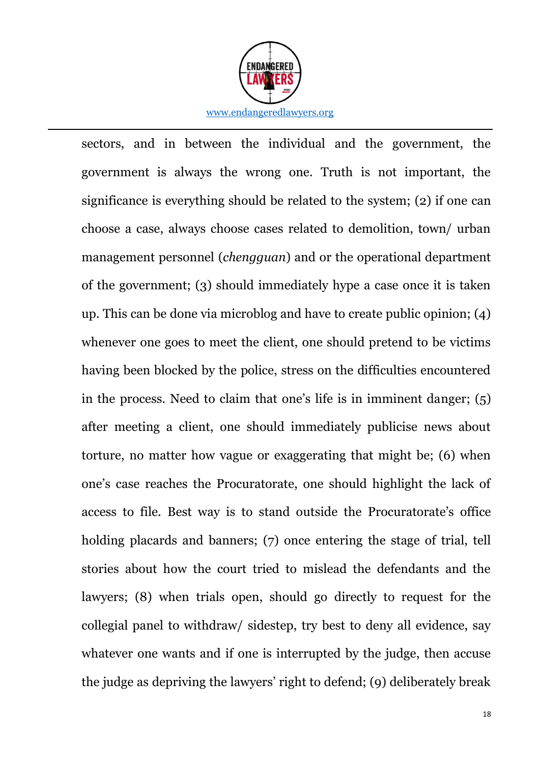sectors, and in between the individual and the government, the government is always the wrong one. Truth is not important, the significance is everything should be related to the system; (2) if one can choose a case, always choose cases related to demolition, town/ urban management personnel (*chengguan*) and or the operational department of the government; (3) should immediately hype a case once it is taken up. This can be done via microblog and have to create public opinion; (4) whenever one goes to meet the client, one should pretend to be victims having been blocked by the police, stress on the difficulties encountered in the process. Need to claim that one's life is in imminent danger; (5) after meeting a client, one should immediately publicise news about torture, no matter how vague or exaggerating that might be; (6) when one's case reaches the Procuratorate, one should highlight the lack of access to file. Best way is to stand outside the Procuratorate's office holding placards and banners; (7) once entering the stage of trial, tell stories about how the court tried to mislead the defendants and the lawyers; (8) when trials open, should go directly to request for the collegial panel to withdraw/ sidestep, try best to deny all evidence, say whatever one wants and if one is interrupted by the judge, then accuse the judge as depriving the lawyers' right to defend; (9) deliberately break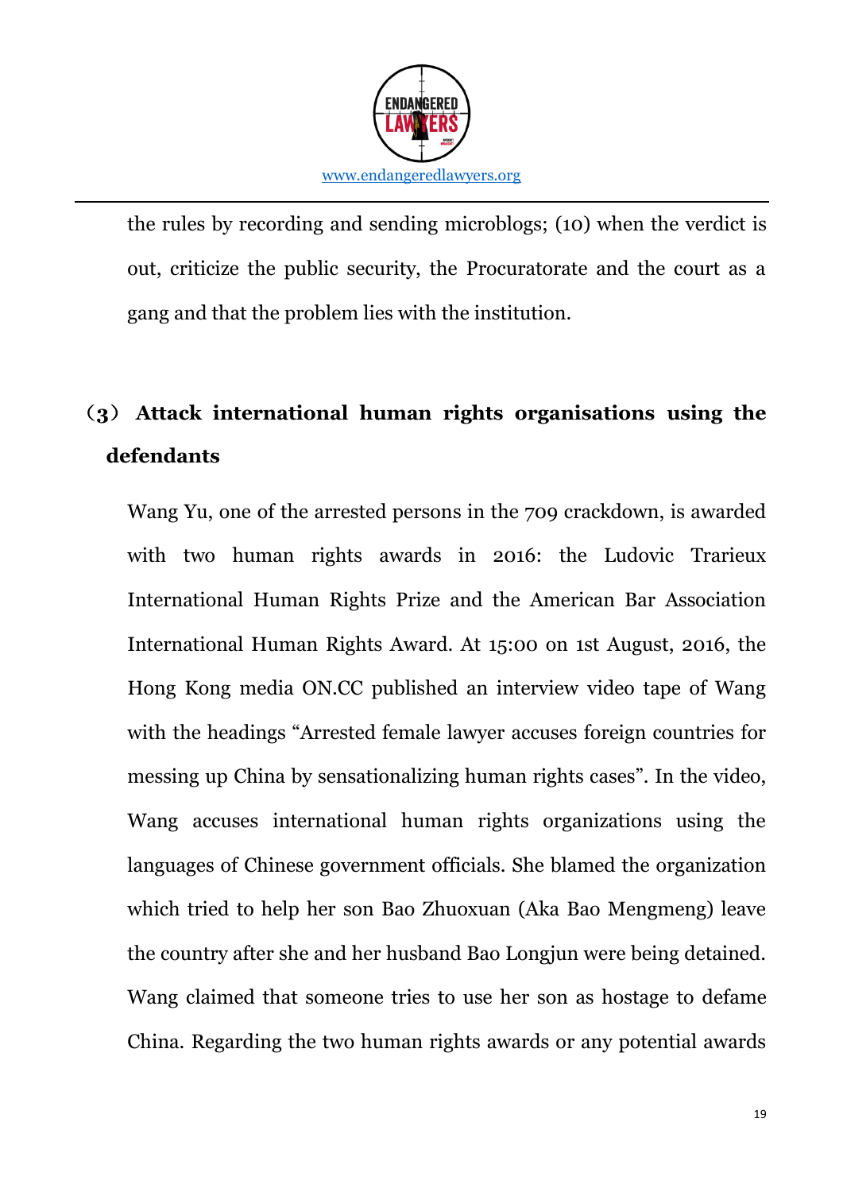the rules by recording and sending microblogs; (10) when the verdict is out, criticize the public security, the Procuratorate and the court as a gang and that the problem lies with the institution.

## （3） Attack international human rights organisations using the defendants

Wang Yu, one of the arrested persons in the 709 crackdown, is awarded with two human rights awards in 2016: the Ludovic Trarieux International Human Rights Prize and the American Bar Association International Human Rights Award. At 15:00 on 1st August, 2016, the Hong Kong media ON.CC published an interview video tape of Wang with the headings "Arrested female lawyer accuses foreign countries for messing up China by sensationalizing human rights cases". In the video, Wang accuses international human rights organizations using the languages of Chinese government officials. She blamed the organization which tried to help her son Bao Zhuoxuan (Aka Bao Mengmeng) leave the country after she and her husband Bao Longjun were being detained. Wang claimed that someone tries to use her son as hostage to defame China. Regarding the two human rights awards or any potential awards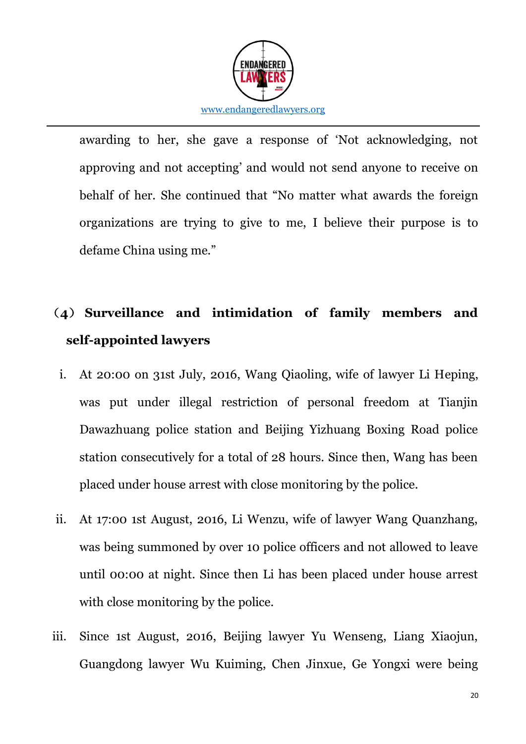awarding to her, she gave a response of 'Not acknowledging, not approving and not accepting' and would not send anyone to receive on behalf of her. She continued that "No matter what awards the foreign organizations are trying to give to me, I believe their purpose is to defame China using me."

## （4）Surveillance and intimidation of family members and self-appointed lawyers

i. At 20:00 on 31st July, 2016, Wang Qiaoling, wife of lawyer Li Heping, was put under illegal restriction of personal freedom at Tianjin Dawazhuang police station and Beijing Yizhuang Boxing Road police station consecutively for a total of 28 hours. Since then, Wang has been placed under house arrest with close monitoring by the police.

ii. At 17:00 1st August, 2016, Li Wenzu, wife of lawyer Wang Quanzhang, was being summoned by over 10 police officers and not allowed to leave until 00:00 at night. Since then Li has been placed under house arrest with close monitoring by the police.

iii. Since 1st August, 2016, Beijing lawyer Yu Wenseng, Liang Xiaojun, Guangdong lawyer Wu Kuiming, Chen Jinxue, Ge Yongxi were being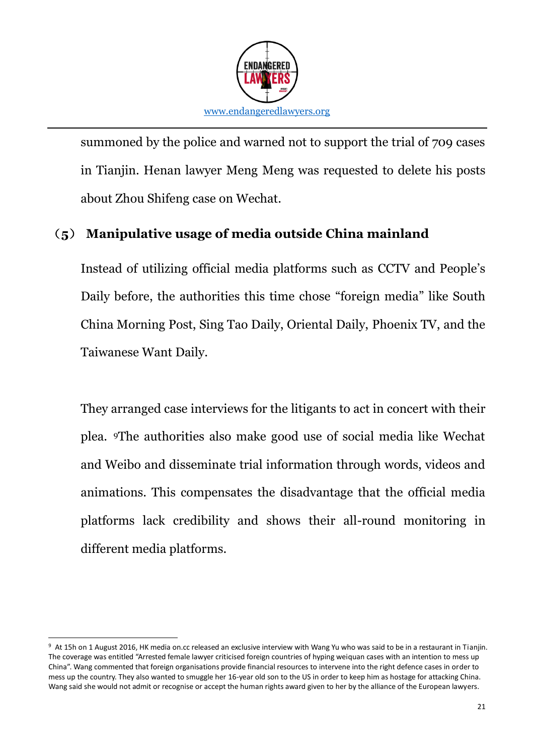summoned by the police and warned not to support the trial of 709 cases in Tianjin. Henan lawyer Meng Meng was requested to delete his posts about Zhou Shifeng case on Wechat.

### （5） Manipulative usage of media outside China mainland

Instead of utilizing official media platforms such as CCTV and People's Daily before, the authorities this time chose "foreign media" like South China Morning Post, Sing Tao Daily, Oriental Daily, Phoenix TV, and the Taiwanese Want Daily.

They arranged case interviews for the litigants to act in concert with their plea. [9]The authorities also make good use of social media like Wechat and Weibo and disseminate trial information through words, videos and animations. This compensates the disadvantage that the official media platforms lack credibility and shows their all-round monitoring in different media platforms.

---

[9] At 15h on 1 August 2016, HK media on.cc released an exclusive interview with Wang Yu who was said to be in a restaurant in Tianjin. The coverage was entitled "Arrested female lawyer criticised foreign countries of hyping weiquan cases with an intention to mess up China". Wang commented that foreign organisations provide financial resources to intervene into the right defence cases in order to mess up the country. They also wanted to smuggle her 16-year old son to the US in order to keep him as hostage for attacking China. Wang said she would not admit or recognise or accept the human rights award given to her by the alliance of the European lawyers.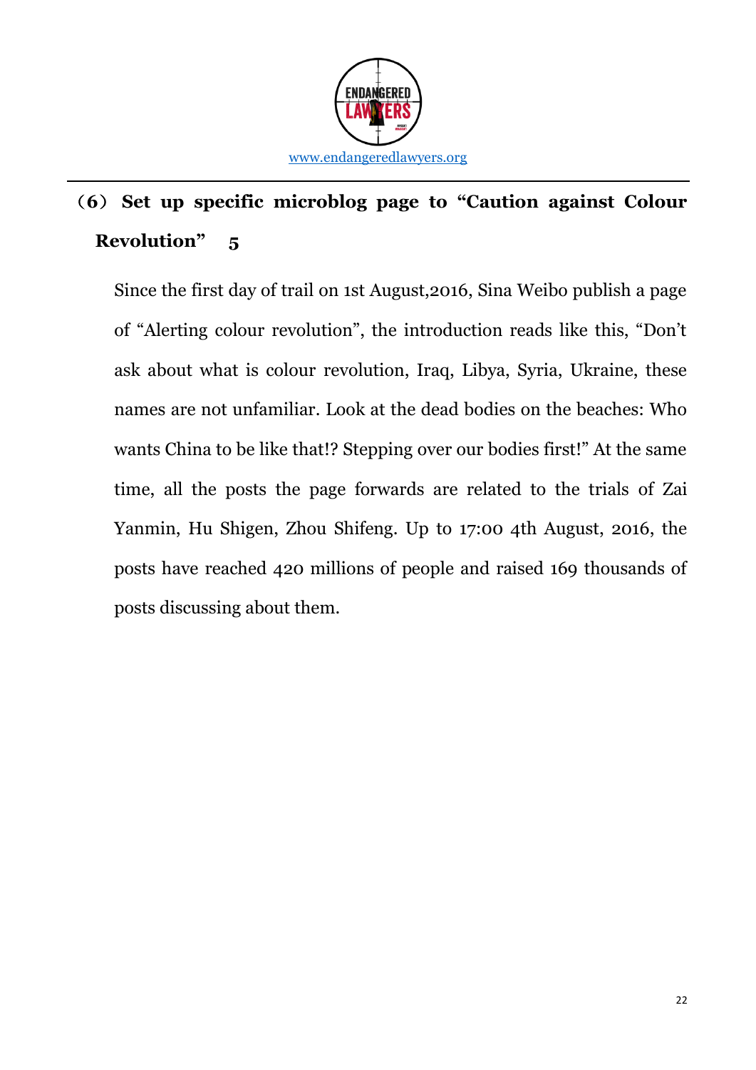## （6）Set up specific microblog page to "Caution against Colour Revolution" 5

Since the first day of trail on 1st August,2016, Sina Weibo publish a page of "Alerting colour revolution", the introduction reads like this, "Don't ask about what is colour revolution, Iraq, Libya, Syria, Ukraine, these names are not unfamiliar. Look at the dead bodies on the beaches: Who wants China to be like that!? Stepping over our bodies first!" At the same time, all the posts the page forwards are related to the trials of Zai Yanmin, Hu Shigen, Zhou Shifeng. Up to 17:00 4th August, 2016, the posts have reached 420 millions of people and raised 169 thousands of posts discussing about them.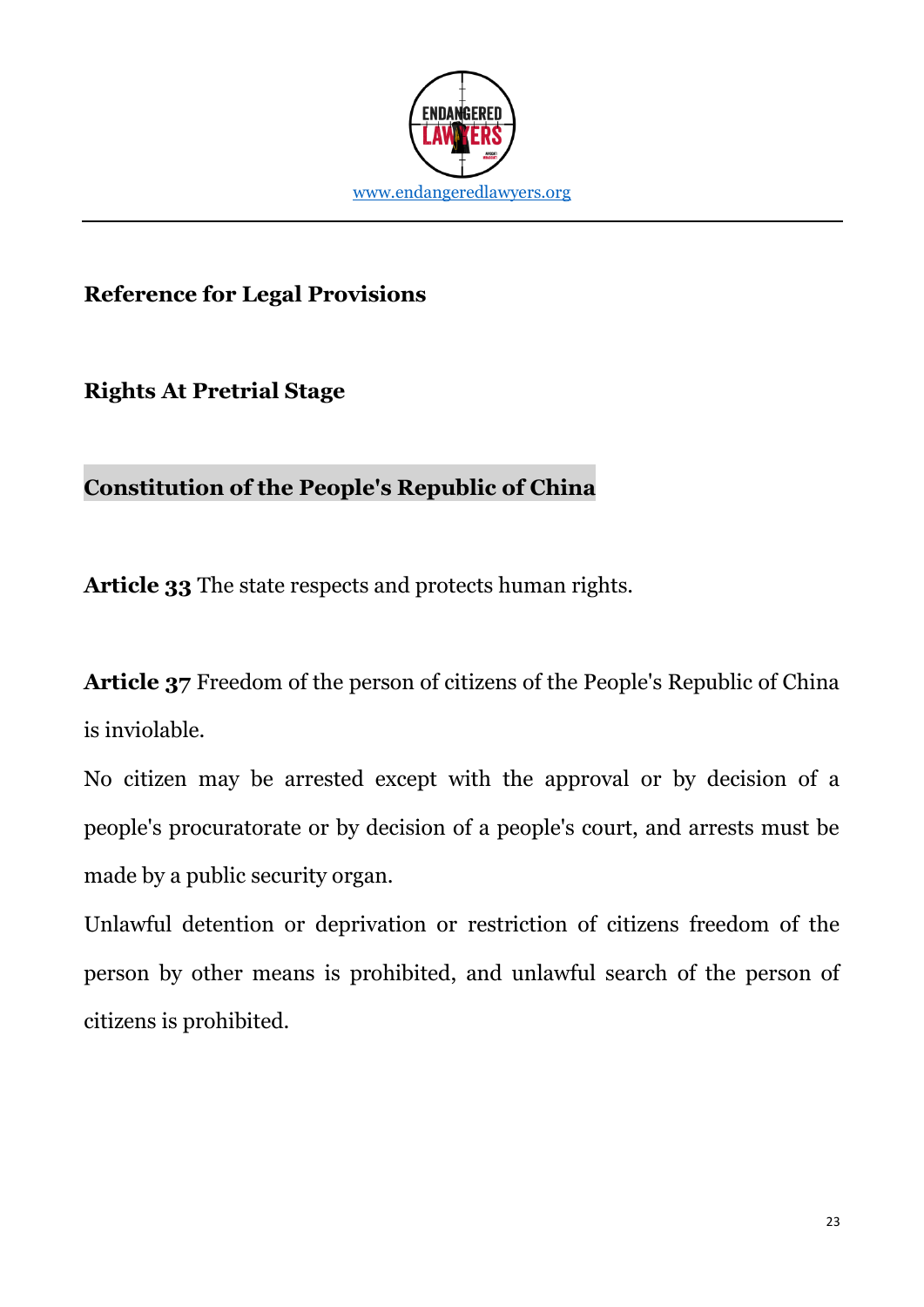## Reference for Legal Provisions

## Rights At Pretrial Stage

### Constitution of the People's Republic of China

**Article 33** The state respects and protects human rights.

**Article 37** Freedom of the person of citizens of the People's Republic of China is inviolable.

No citizen may be arrested except with the approval or by decision of a people's procuratorate or by decision of a people's court, and arrests must be made by a public security organ.

Unlawful detention or deprivation or restriction of citizens freedom of the person by other means is prohibited, and unlawful search of the person of citizens is prohibited.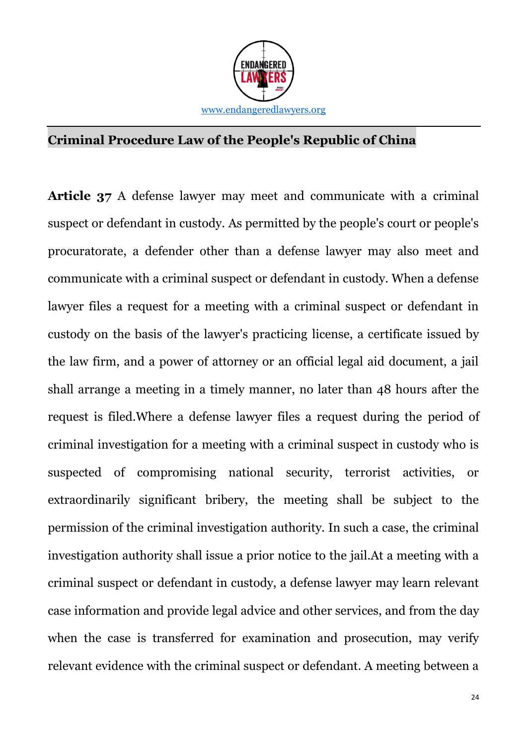## Criminal Procedure Law of the People's Republic of China

**Article 37** A defense lawyer may meet and communicate with a criminal suspect or defendant in custody. As permitted by the people's court or people's procuratorate, a defender other than a defense lawyer may also meet and communicate with a criminal suspect or defendant in custody. When a defense lawyer files a request for a meeting with a criminal suspect or defendant in custody on the basis of the lawyer's practicing license, a certificate issued by the law firm, and a power of attorney or an official legal aid document, a jail shall arrange a meeting in a timely manner, no later than 48 hours after the request is filed.Where a defense lawyer files a request during the period of criminal investigation for a meeting with a criminal suspect in custody who is suspected of compromising national security, terrorist activities, or extraordinarily significant bribery, the meeting shall be subject to the permission of the criminal investigation authority. In such a case, the criminal investigation authority shall issue a prior notice to the jail.At a meeting with a criminal suspect or defendant in custody, a defense lawyer may learn relevant case information and provide legal advice and other services, and from the day when the case is transferred for examination and prosecution, may verify relevant evidence with the criminal suspect or defendant. A meeting between a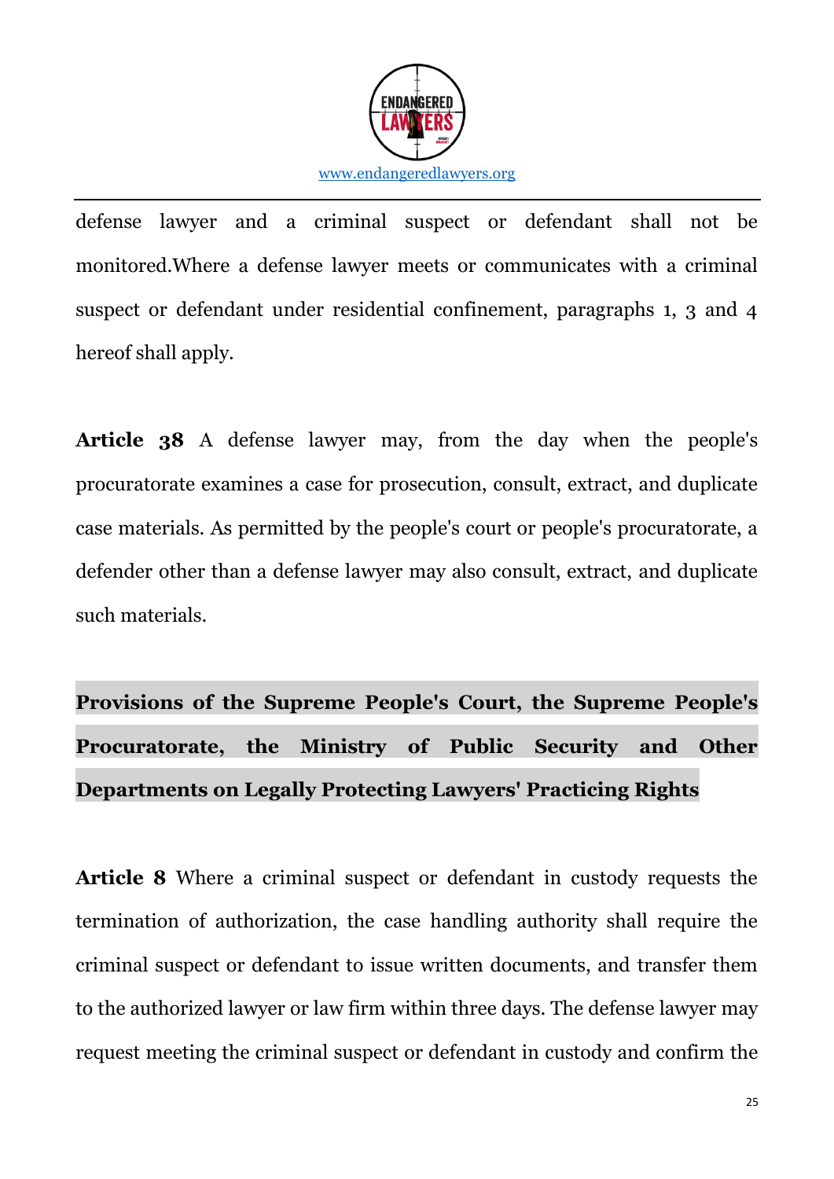defense lawyer and a criminal suspect or defendant shall not be monitored.Where a defense lawyer meets or communicates with a criminal suspect or defendant under residential confinement, paragraphs 1, 3 and 4 hereof shall apply.

**Article 38** A defense lawyer may, from the day when the people's procuratorate examines a case for prosecution, consult, extract, and duplicate case materials. As permitted by the people's court or people's procuratorate, a defender other than a defense lawyer may also consult, extract, and duplicate such materials.

**Provisions of the Supreme People's Court, the Supreme People's Procuratorate, the Ministry of Public Security and Other Departments on Legally Protecting Lawyers' Practicing Rights**

**Article 8** Where a criminal suspect or defendant in custody requests the termination of authorization, the case handling authority shall require the criminal suspect or defendant to issue written documents, and transfer them to the authorized lawyer or law firm within three days. The defense lawyer may request meeting the criminal suspect or defendant in custody and confirm the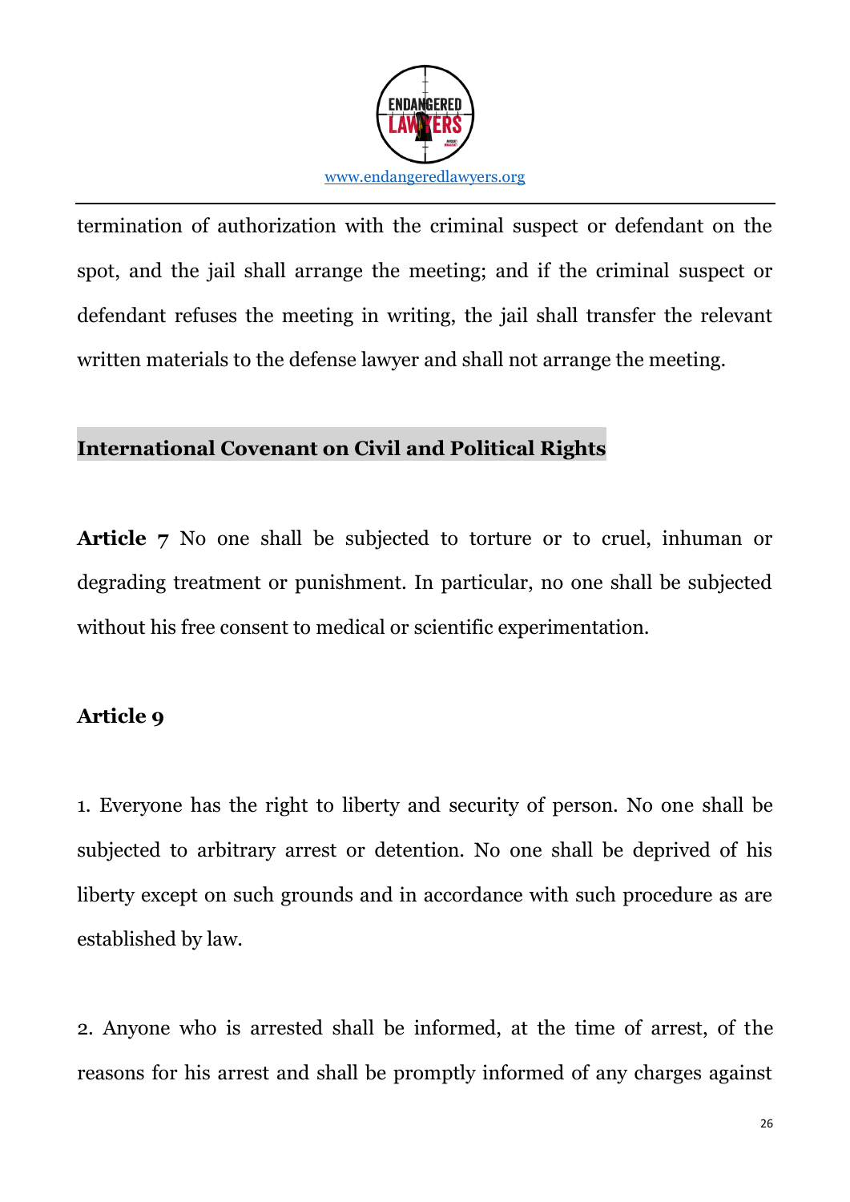termination of authorization with the criminal suspect or defendant on the spot, and the jail shall arrange the meeting; and if the criminal suspect or defendant refuses the meeting in writing, the jail shall transfer the relevant written materials to the defense lawyer and shall not arrange the meeting.

## International Covenant on Civil and Political Rights

**Article 7** No one shall be subjected to torture or to cruel, inhuman or degrading treatment or punishment. In particular, no one shall be subjected without his free consent to medical or scientific experimentation.

**Article 9**

1. Everyone has the right to liberty and security of person. No one shall be subjected to arbitrary arrest or detention. No one shall be deprived of his liberty except on such grounds and in accordance with such procedure as are established by law.

2. Anyone who is arrested shall be informed, at the time of arrest, of the reasons for his arrest and shall be promptly informed of any charges against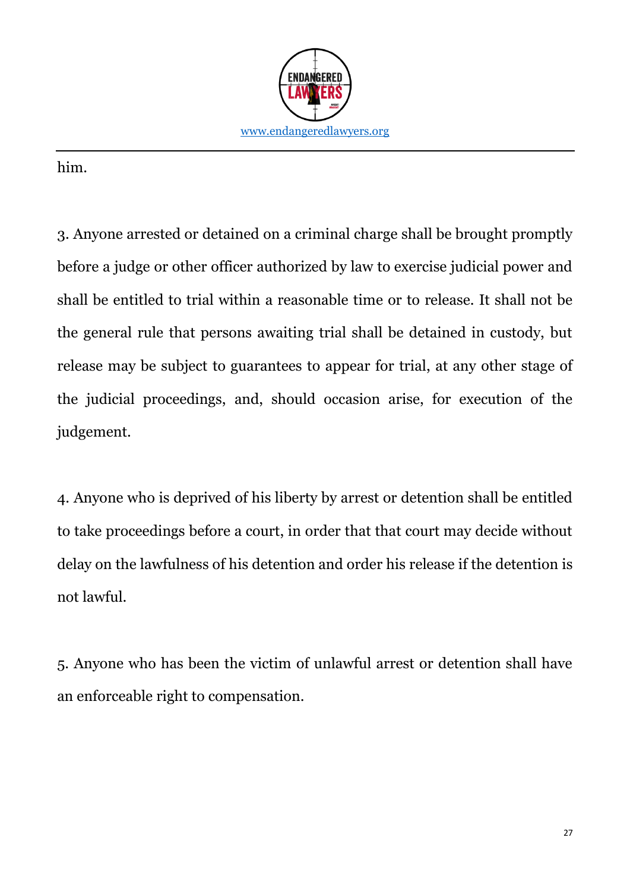him.

3. Anyone arrested or detained on a criminal charge shall be brought promptly before a judge or other officer authorized by law to exercise judicial power and shall be entitled to trial within a reasonable time or to release. It shall not be the general rule that persons awaiting trial shall be detained in custody, but release may be subject to guarantees to appear for trial, at any other stage of the judicial proceedings, and, should occasion arise, for execution of the judgement.

4. Anyone who is deprived of his liberty by arrest or detention shall be entitled to take proceedings before a court, in order that that court may decide without delay on the lawfulness of his detention and order his release if the detention is not lawful.

5. Anyone who has been the victim of unlawful arrest or detention shall have an enforceable right to compensation.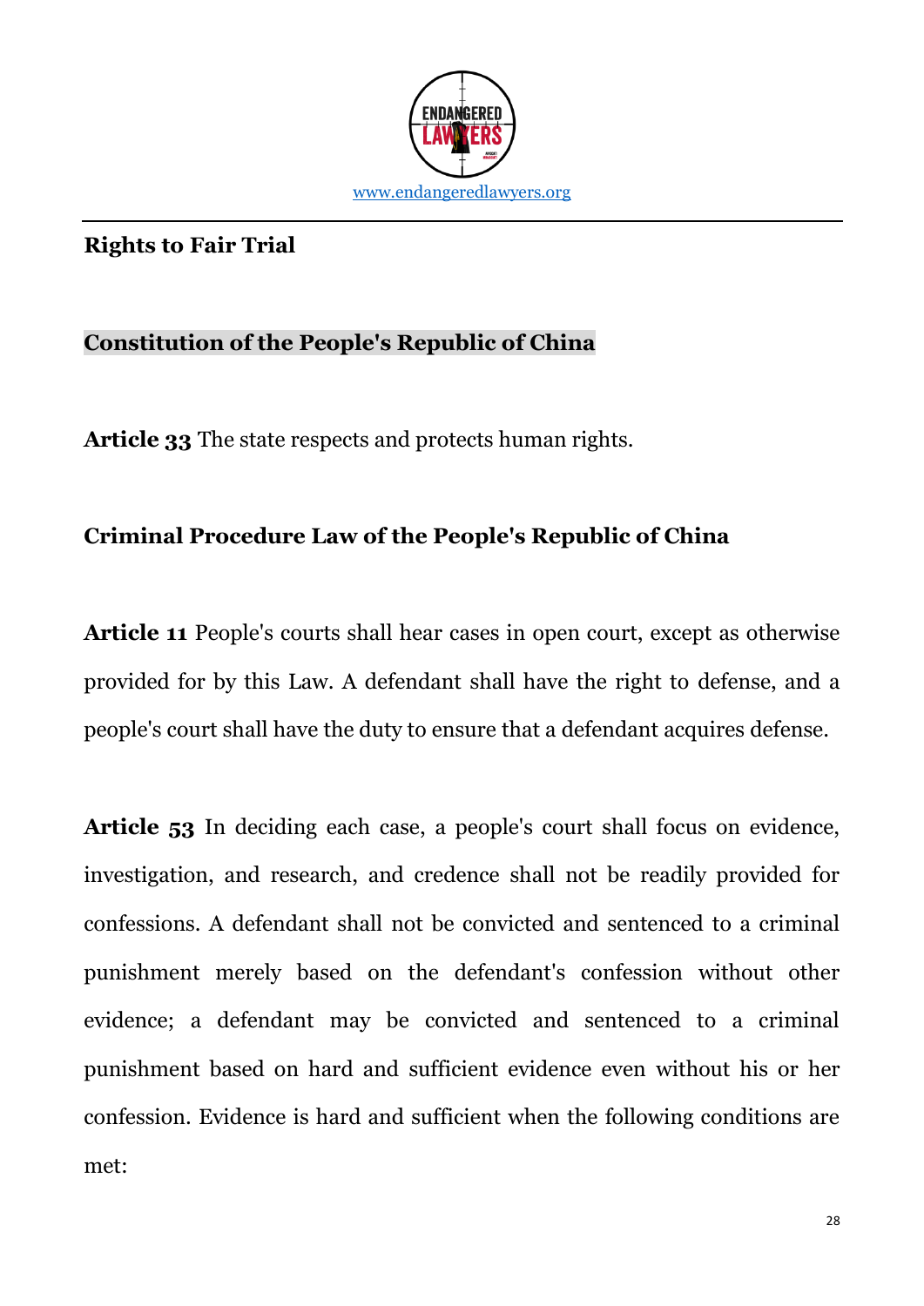**Rights to Fair Trial**

**Constitution of the People's Republic of China**

**Article 33** The state respects and protects human rights.

**Criminal Procedure Law of the People's Republic of China**

**Article 11** People's courts shall hear cases in open court, except as otherwise provided for by this Law. A defendant shall have the right to defense, and a people's court shall have the duty to ensure that a defendant acquires defense.

**Article 53** In deciding each case, a people's court shall focus on evidence, investigation, and research, and credence shall not be readily provided for confessions. A defendant shall not be convicted and sentenced to a criminal punishment merely based on the defendant's confession without other evidence; a defendant may be convicted and sentenced to a criminal punishment based on hard and sufficient evidence even without his or her confession. Evidence is hard and sufficient when the following conditions are met: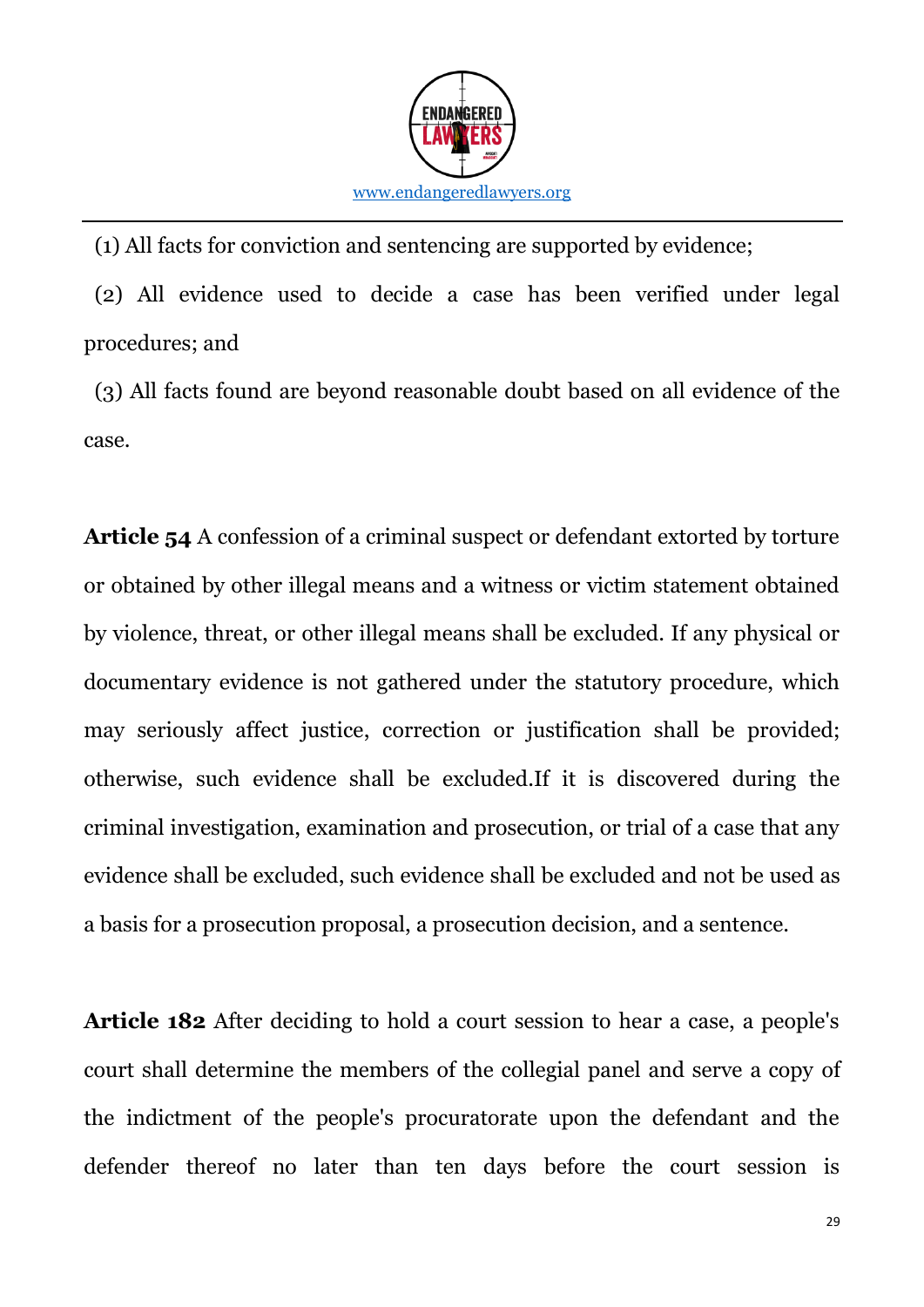(1) All facts for conviction and sentencing are supported by evidence;

(2) All evidence used to decide a case has been verified under legal procedures; and

(3) All facts found are beyond reasonable doubt based on all evidence of the case.

**Article 54** A confession of a criminal suspect or defendant extorted by torture or obtained by other illegal means and a witness or victim statement obtained by violence, threat, or other illegal means shall be excluded. If any physical or documentary evidence is not gathered under the statutory procedure, which may seriously affect justice, correction or justification shall be provided; otherwise, such evidence shall be excluded.If it is discovered during the criminal investigation, examination and prosecution, or trial of a case that any evidence shall be excluded, such evidence shall be excluded and not be used as a basis for a prosecution proposal, a prosecution decision, and a sentence.

**Article 182** After deciding to hold a court session to hear a case, a people's court shall determine the members of the collegial panel and serve a copy of the indictment of the people's procuratorate upon the defendant and the defender thereof no later than ten days before the court session is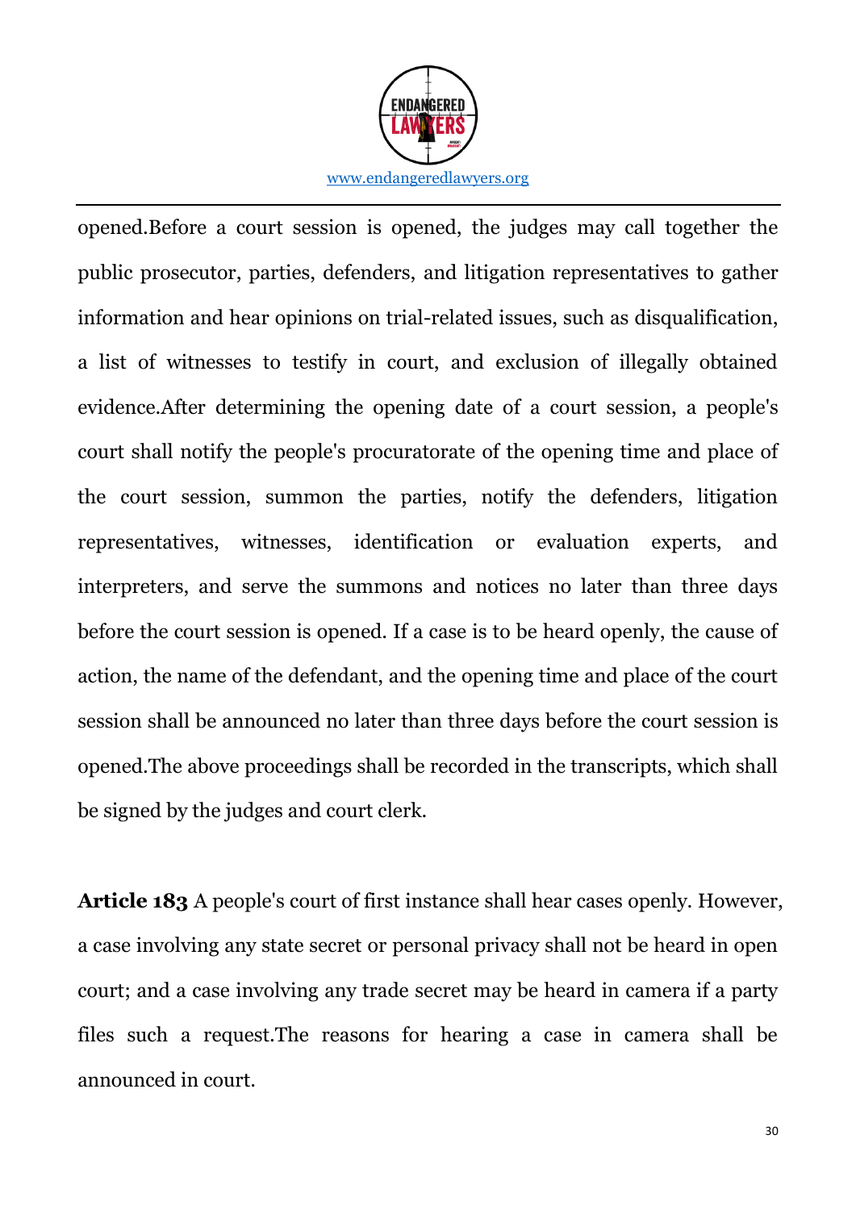opened.Before a court session is opened, the judges may call together the public prosecutor, parties, defenders, and litigation representatives to gather information and hear opinions on trial-related issues, such as disqualification, a list of witnesses to testify in court, and exclusion of illegally obtained evidence.After determining the opening date of a court session, a people's court shall notify the people's procuratorate of the opening time and place of the court session, summon the parties, notify the defenders, litigation representatives, witnesses, identification or evaluation experts, and interpreters, and serve the summons and notices no later than three days before the court session is opened. If a case is to be heard openly, the cause of action, the name of the defendant, and the opening time and place of the court session shall be announced no later than three days before the court session is opened.The above proceedings shall be recorded in the transcripts, which shall be signed by the judges and court clerk.

**Article 183** A people's court of first instance shall hear cases openly. However, a case involving any state secret or personal privacy shall not be heard in open court; and a case involving any trade secret may be heard in camera if a party files such a request.The reasons for hearing a case in camera shall be announced in court.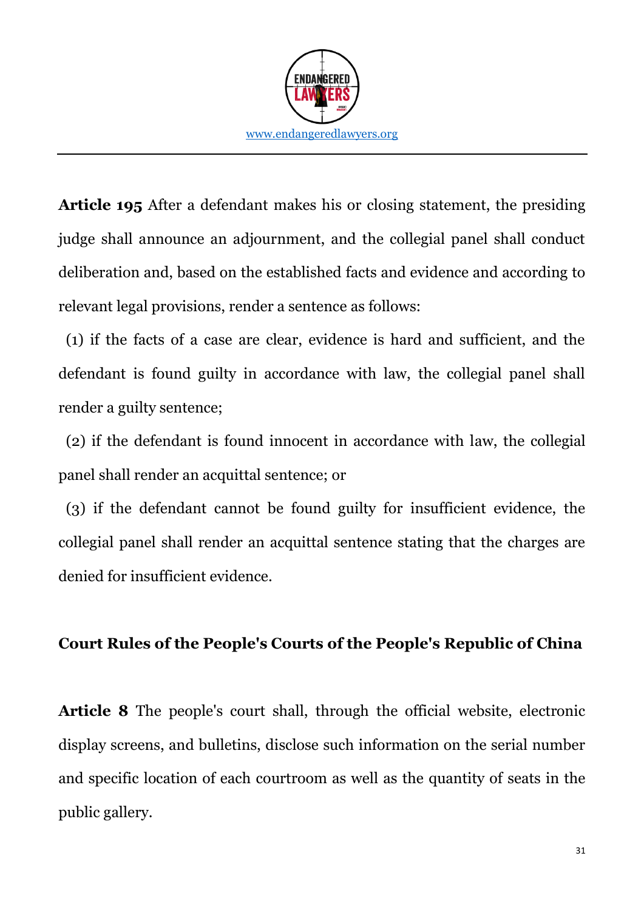**Article 195** After a defendant makes his or closing statement, the presiding judge shall announce an adjournment, and the collegial panel shall conduct deliberation and, based on the established facts and evidence and according to relevant legal provisions, render a sentence as follows:

(1) if the facts of a case are clear, evidence is hard and sufficient, and the defendant is found guilty in accordance with law, the collegial panel shall render a guilty sentence;

(2) if the defendant is found innocent in accordance with law, the collegial panel shall render an acquittal sentence; or

(3) if the defendant cannot be found guilty for insufficient evidence, the collegial panel shall render an acquittal sentence stating that the charges are denied for insufficient evidence.

## Court Rules of the People's Courts of the People's Republic of China

**Article 8** The people's court shall, through the official website, electronic display screens, and bulletins, disclose such information on the serial number and specific location of each courtroom as well as the quantity of seats in the public gallery.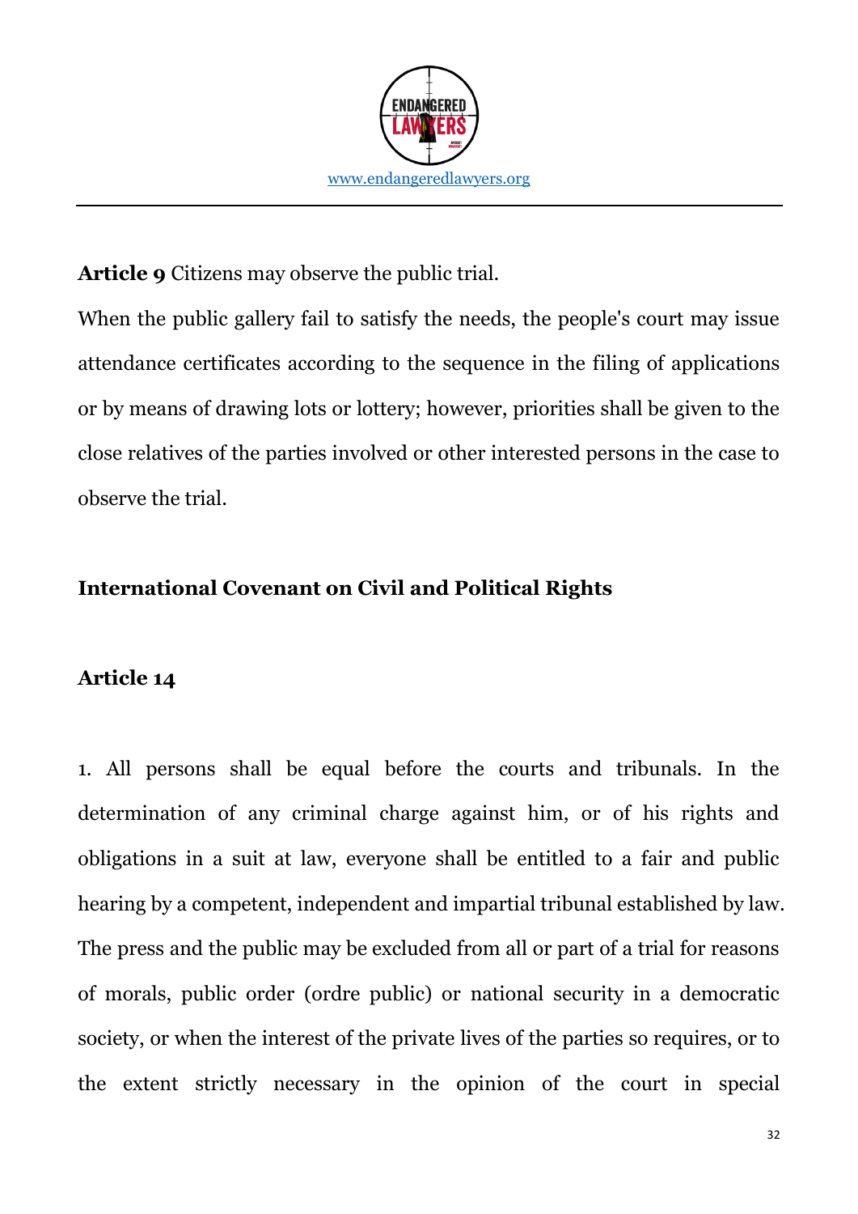**Article 9** Citizens may observe the public trial.

When the public gallery fail to satisfy the needs, the people's court may issue attendance certificates according to the sequence in the filing of applications or by means of drawing lots or lottery; however, priorities shall be given to the close relatives of the parties involved or other interested persons in the case to observe the trial.

## International Covenant on Civil and Political Rights

### Article 14

1. All persons shall be equal before the courts and tribunals. In the determination of any criminal charge against him, or of his rights and obligations in a suit at law, everyone shall be entitled to a fair and public hearing by a competent, independent and impartial tribunal established by law. The press and the public may be excluded from all or part of a trial for reasons of morals, public order (ordre public) or national security in a democratic society, or when the interest of the private lives of the parties so requires, or to the extent strictly necessary in the opinion of the court in special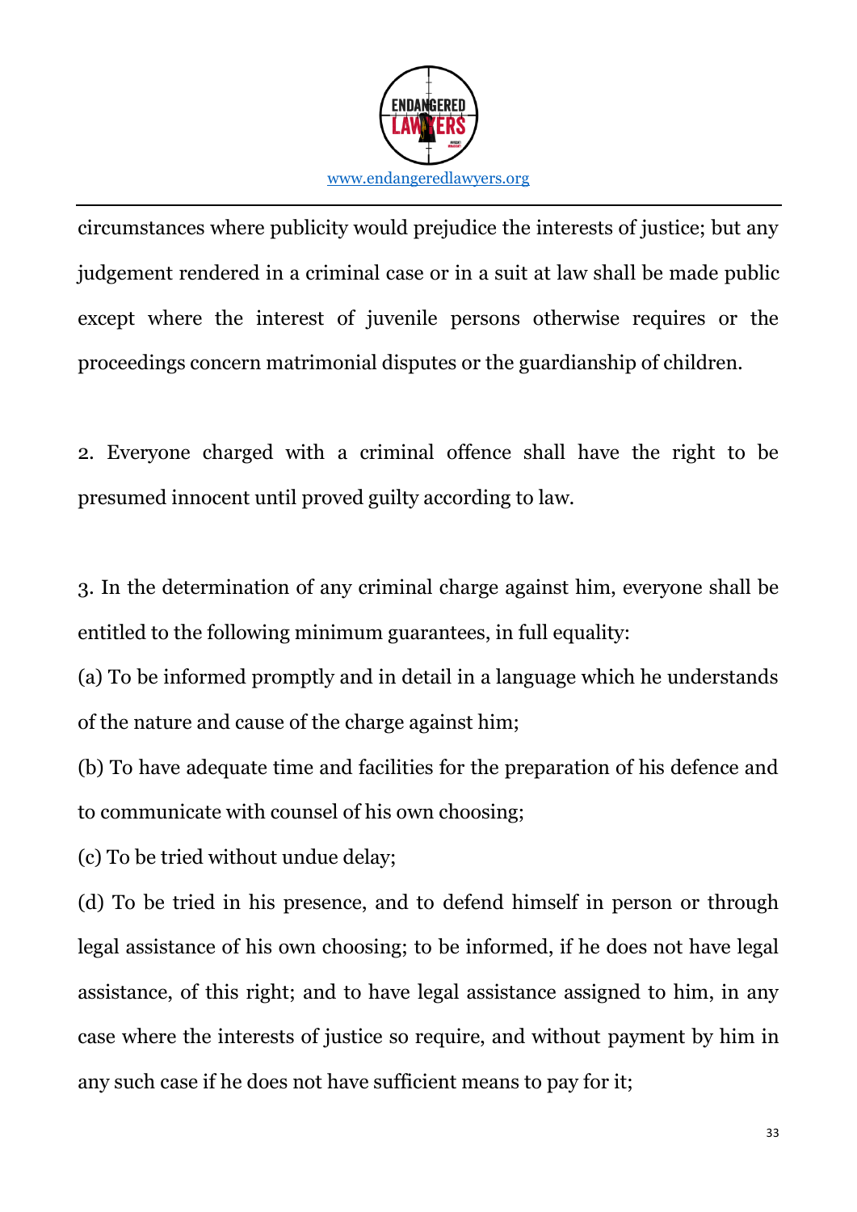circumstances where publicity would prejudice the interests of justice; but any judgement rendered in a criminal case or in a suit at law shall be made public except where the interest of juvenile persons otherwise requires or the proceedings concern matrimonial disputes or the guardianship of children.

2. Everyone charged with a criminal offence shall have the right to be presumed innocent until proved guilty according to law.

3. In the determination of any criminal charge against him, everyone shall be entitled to the following minimum guarantees, in full equality:

(a) To be informed promptly and in detail in a language which he understands of the nature and cause of the charge against him;

(b) To have adequate time and facilities for the preparation of his defence and to communicate with counsel of his own choosing;

(c) To be tried without undue delay;

(d) To be tried in his presence, and to defend himself in person or through legal assistance of his own choosing; to be informed, if he does not have legal assistance, of this right; and to have legal assistance assigned to him, in any case where the interests of justice so require, and without payment by him in any such case if he does not have sufficient means to pay for it;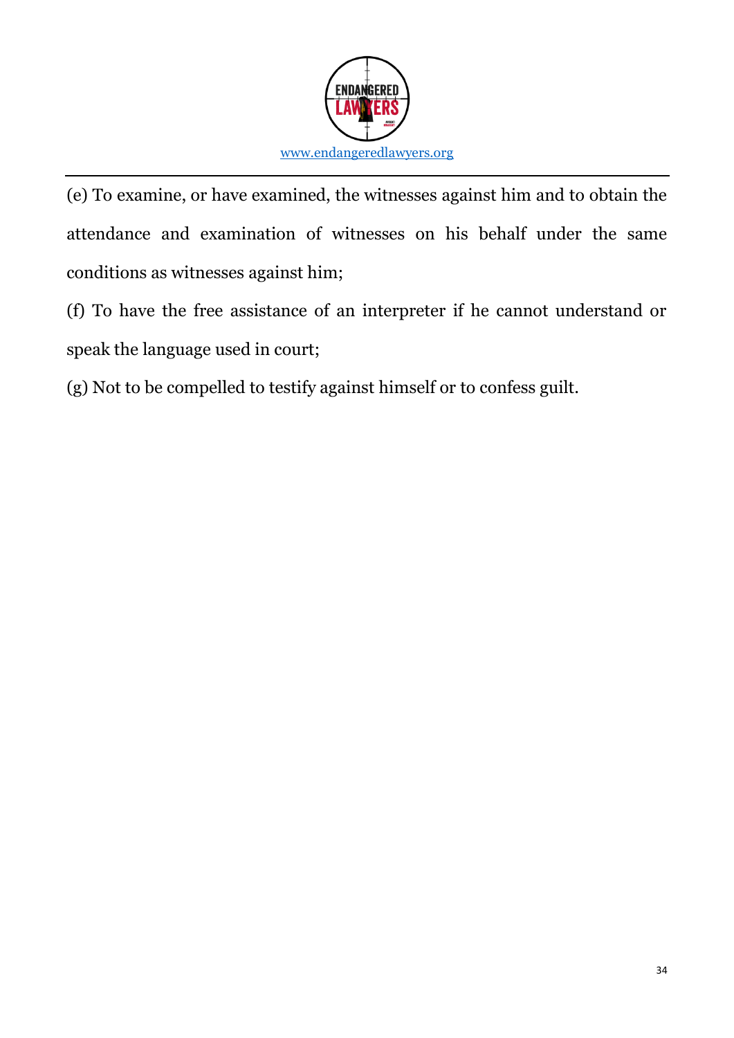(e) To examine, or have examined, the witnesses against him and to obtain the attendance and examination of witnesses on his behalf under the same conditions as witnesses against him;

(f) To have the free assistance of an interpreter if he cannot understand or speak the language used in court;

(g) Not to be compelled to testify against himself or to confess guilt.